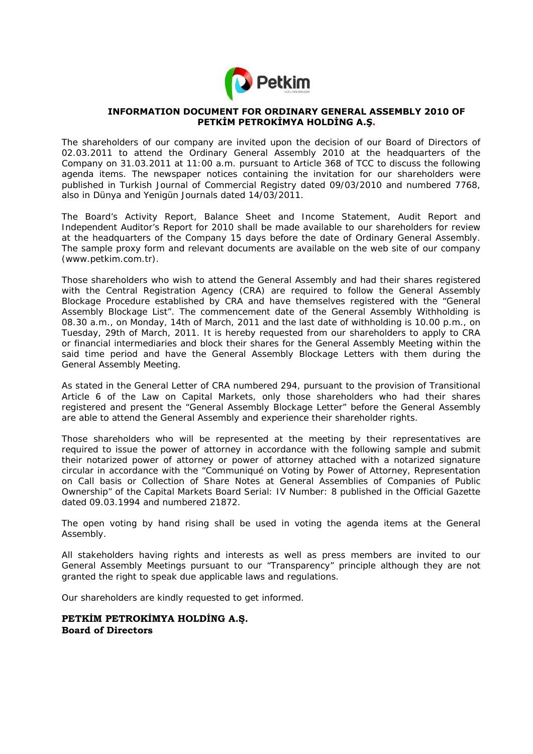# INFORMATION DOCUMENT FOR ORDINARY GENERAL ASSEMBLY 2010 OF PETKİM PETROKİMYA HOLDİNG A.Ş.

The shareholders of our company are invited upon the decision of our Board of Directors of 02.03.2011 to attend the Ordinary General Assembly 2010 at the headquarters of the Company on 31.03.2011 at 11:00 a.m. pursuant to Article 368 of TCC to discuss the following agenda items. The newspaper notices containing the invitation for our shareholders were published in Turkish Journal of Commercial Registry dated 09/03/2010 and numbered 7768, also in Dünya and Yenigün Journals dated 14/03/2011.

The Board's Activity Report, Balance Sheet and Income Statement, Audit Report and Independent Auditor's Report for 2010 shall be made available to our shareholders for review at the headquarters of the Company 15 days before the date of Ordinary General Assembly. The sample proxy form and relevant documents are available on the web site of our company (www.petkim.com.tr).

Those shareholders who wish to attend the General Assembly and had their shares registered with the Central Registration Agency (CRA) are required to follow the General Assembly Blockage Procedure established by CRA and have themselves registered with the "General Assembly Blockage List". The commencement date of the General Assembly Withholding is 08.30 a.m., on Monday, 14th of March, 2011 and the last date of withholding is 10.00 p.m., on Tuesday, 29th of March, 2011. It is hereby requested from our shareholders to apply to CRA or financial intermediaries and block their shares for the General Assembly Meeting within the said time period and have the General Assembly Blockage Letters with them during the General Assembly Meeting.

As stated in the General Letter of CRA numbered 294, pursuant to the provision of Transitional Article 6 of the Law on Capital Markets, only those shareholders who had their shares registered and present the "General Assembly Blockage Letter" before the General Assembly are able to attend the General Assembly and experience their shareholder rights.

Those shareholders who will be represented at the meeting by their representatives are required to issue the power of attorney in accordance with the following sample and submit their notarized power of attorney or power of attorney attached with a notarized signature circular in accordance with the "Communiqué on Voting by Power of Attorney, Representation on Call basis or Collection of Share Notes at General Assemblies of Companies of Public Ownership" of the Capital Markets Board Serial: IV Number: 8 published in the Official Gazette dated 09.03.1994 and numbered 21872.

The open voting by hand rising shall be used in voting the agenda items at the General Assembly.

All stakeholders having rights and interests as well as press members are invited to our General Assembly Meetings pursuant to our "Transparency" principle although they are not granted the right to speak due applicable laws and regulations.

Our shareholders are kindly requested to get informed.

**PETKİM PETROKİMYA HOLDİNG A.Ş.**
**Board of Directors**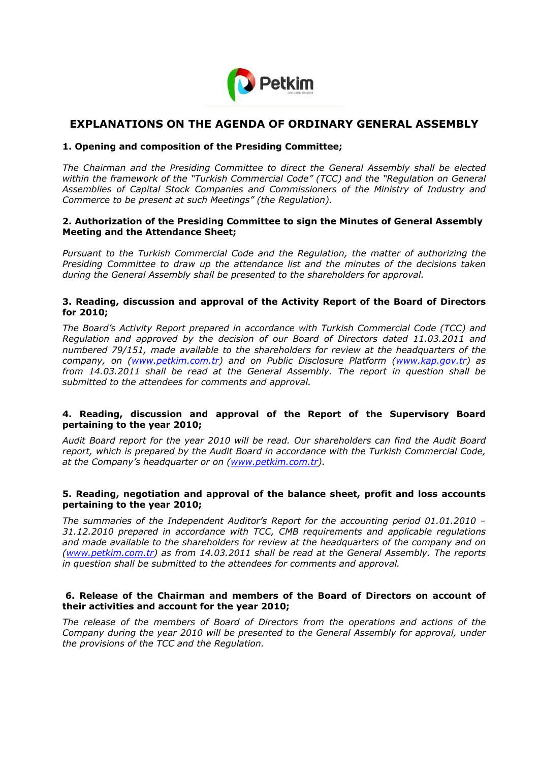# EXPLANATIONS ON THE AGENDA OF ORDINARY GENERAL ASSEMBLY

### 1. Opening and composition of the Presiding Committee;

*The Chairman and the Presiding Committee to direct the General Assembly shall be elected within the framework of the "Turkish Commercial Code" (TCC) and the "Regulation on General Assemblies of Capital Stock Companies and Commissioners of the Ministry of Industry and Commerce to be present at such Meetings" (the Regulation).*

### 2. Authorization of the Presiding Committee to sign the Minutes of General Assembly Meeting and the Attendance Sheet;

*Pursuant to the Turkish Commercial Code and the Regulation, the matter of authorizing the Presiding Committee to draw up the attendance list and the minutes of the decisions taken during the General Assembly shall be presented to the shareholders for approval.*

### 3. Reading, discussion and approval of the Activity Report of the Board of Directors for 2010;

*The Board's Activity Report prepared in accordance with Turkish Commercial Code (TCC) and Regulation and approved by the decision of our Board of Directors dated 11.03.2011 and numbered 79/151, made available to the shareholders for review at the headquarters of the company, on (www.petkim.com.tr) and on Public Disclosure Platform (www.kap.gov.tr) as from 14.03.2011 shall be read at the General Assembly. The report in question shall be submitted to the attendees for comments and approval.*

### 4. Reading, discussion and approval of the Report of the Supervisory Board pertaining to the year 2010;

*Audit Board report for the year 2010 will be read. Our shareholders can find the Audit Board report, which is prepared by the Audit Board in accordance with the Turkish Commercial Code, at the Company's headquarter or on (www.petkim.com.tr).*

### 5. Reading, negotiation and approval of the balance sheet, profit and loss accounts pertaining to the year 2010;

*The summaries of the Independent Auditor's Report for the accounting period 01.01.2010 – 31.12.2010 prepared in accordance with TCC, CMB requirements and applicable regulations and made available to the shareholders for review at the headquarters of the company and on (www.petkim.com.tr) as from 14.03.2011 shall be read at the General Assembly. The reports in question shall be submitted to the attendees for comments and approval.*

### 6. Release of the Chairman and members of the Board of Directors on account of their activities and account for the year 2010;

*The release of the members of Board of Directors from the operations and actions of the Company during the year 2010 will be presented to the General Assembly for approval, under the provisions of the TCC and the Regulation.*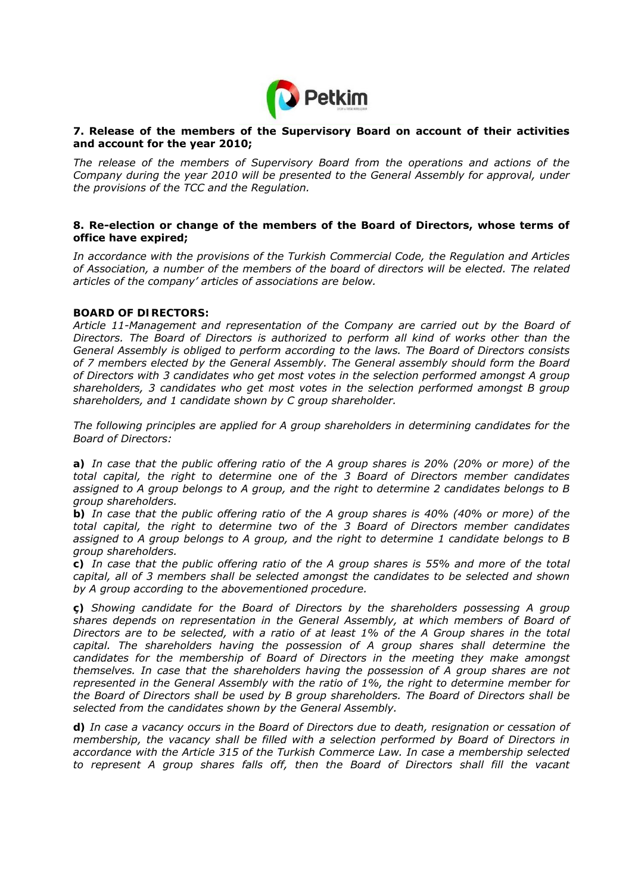**7. Release of the members of the Supervisory Board on account of their activities and account for the year 2010;**

*The release of the members of Supervisory Board from the operations and actions of the Company during the year 2010 will be presented to the General Assembly for approval, under the provisions of the TCC and the Regulation.*

**8. Re-election or change of the members of the Board of Directors, whose terms of office have expired;**

*In accordance with the provisions of the Turkish Commercial Code, the Regulation and Articles of Association, a number of the members of the board of directors will be elected. The related articles of the company' articles of associations are below.*

**BOARD OF DIRECTORS:**

*Article 11-Management and representation of the Company are carried out by the Board of Directors. The Board of Directors is authorized to perform all kind of works other than the General Assembly is obliged to perform according to the laws. The Board of Directors consists of 7 members elected by the General Assembly. The General assembly should form the Board of Directors with 3 candidates who get most votes in the selection performed amongst A group shareholders, 3 candidates who get most votes in the selection performed amongst B group shareholders, and 1 candidate shown by C group shareholder.*

*The following principles are applied for A group shareholders in determining candidates for the Board of Directors:*

**a)** *In case that the public offering ratio of the A group shares is 20% (20% or more) of the total capital, the right to determine one of the 3 Board of Directors member candidates assigned to A group belongs to A group, and the right to determine 2 candidates belongs to B group shareholders.*

**b)** *In case that the public offering ratio of the A group shares is 40% (40% or more) of the total capital, the right to determine two of the 3 Board of Directors member candidates assigned to A group belongs to A group, and the right to determine 1 candidate belongs to B group shareholders.*

**c)** *In case that the public offering ratio of the A group shares is 55% and more of the total capital, all of 3 members shall be selected amongst the candidates to be selected and shown by A group according to the abovementioned procedure.*

**ç)** *Showing candidate for the Board of Directors by the shareholders possessing A group shares depends on representation in the General Assembly, at which members of Board of Directors are to be selected, with a ratio of at least 1% of the A Group shares in the total capital. The shareholders having the possession of A group shares shall determine the candidates for the membership of Board of Directors in the meeting they make amongst themselves. In case that the shareholders having the possession of A group shares are not represented in the General Assembly with the ratio of 1%, the right to determine member for the Board of Directors shall be used by B group shareholders. The Board of Directors shall be selected from the candidates shown by the General Assembly.*

**d)** *In case a vacancy occurs in the Board of Directors due to death, resignation or cessation of membership, the vacancy shall be filled with a selection performed by Board of Directors in accordance with the Article 315 of the Turkish Commerce Law. In case a membership selected to represent A group shares falls off, then the Board of Directors shall fill the vacant*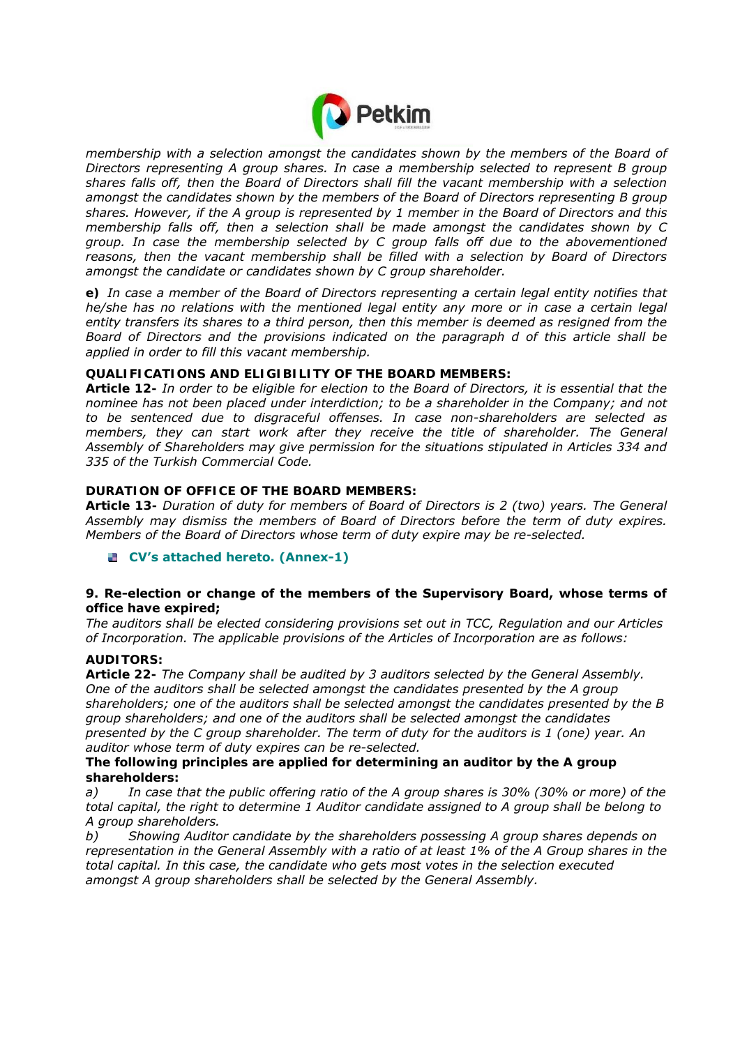*membership with a selection amongst the candidates shown by the members of the Board of Directors representing A group shares. In case a membership selected to represent B group shares falls off, then the Board of Directors shall fill the vacant membership with a selection amongst the candidates shown by the members of the Board of Directors representing B group shares. However, if the A group is represented by 1 member in the Board of Directors and this membership falls off, then a selection shall be made amongst the candidates shown by C group. In case the membership selected by C group falls off due to the abovementioned reasons, then the vacant membership shall be filled with a selection by Board of Directors amongst the candidate or candidates shown by C group shareholder.*

**e)** *In case a member of the Board of Directors representing a certain legal entity notifies that he/she has no relations with the mentioned legal entity any more or in case a certain legal entity transfers its shares to a third person, then this member is deemed as resigned from the Board of Directors and the provisions indicated on the paragraph d of this article shall be applied in order to fill this vacant membership.*

**QUALIFICATIONS AND ELIGIBILITY OF THE BOARD MEMBERS:**

**Article 12-** *In order to be eligible for election to the Board of Directors, it is essential that the nominee has not been placed under interdiction; to be a shareholder in the Company; and not to be sentenced due to disgraceful offenses. In case non-shareholders are selected as members, they can start work after they receive the title of shareholder. The General Assembly of Shareholders may give permission for the situations stipulated in Articles 334 and 335 of the Turkish Commercial Code.*

**DURATION OF OFFICE OF THE BOARD MEMBERS:**

**Article 13-** *Duration of duty for members of Board of Directors is 2 (two) years. The General Assembly may dismiss the members of Board of Directors before the term of duty expires. Members of the Board of Directors whose term of duty expire may be re-selected.*

- **CV's attached hereto. (Annex-1)**

**9. Re-election or change of the members of the Supervisory Board, whose terms of office have expired;**

*The auditors shall be elected considering provisions set out in TCC, Regulation and our Articles of Incorporation. The applicable provisions of the Articles of Incorporation are as follows:*

**AUDITORS:**

**Article 22-** *The Company shall be audited by 3 auditors selected by the General Assembly. One of the auditors shall be selected amongst the candidates presented by the A group shareholders; one of the auditors shall be selected amongst the candidates presented by the B group shareholders; and one of the auditors shall be selected amongst the candidates presented by the C group shareholder. The term of duty for the auditors is 1 (one) year. An auditor whose term of duty expires can be re-selected.*

**The following principles are applied for determining an auditor by the A group shareholders:**

*a) In case that the public offering ratio of the A group shares is 30% (30% or more) of the total capital, the right to determine 1 Auditor candidate assigned to A group shall be belong to A group shareholders.*

*b) Showing Auditor candidate by the shareholders possessing A group shares depends on representation in the General Assembly with a ratio of at least 1% of the A Group shares in the total capital. In this case, the candidate who gets most votes in the selection executed amongst A group shareholders shall be selected by the General Assembly.*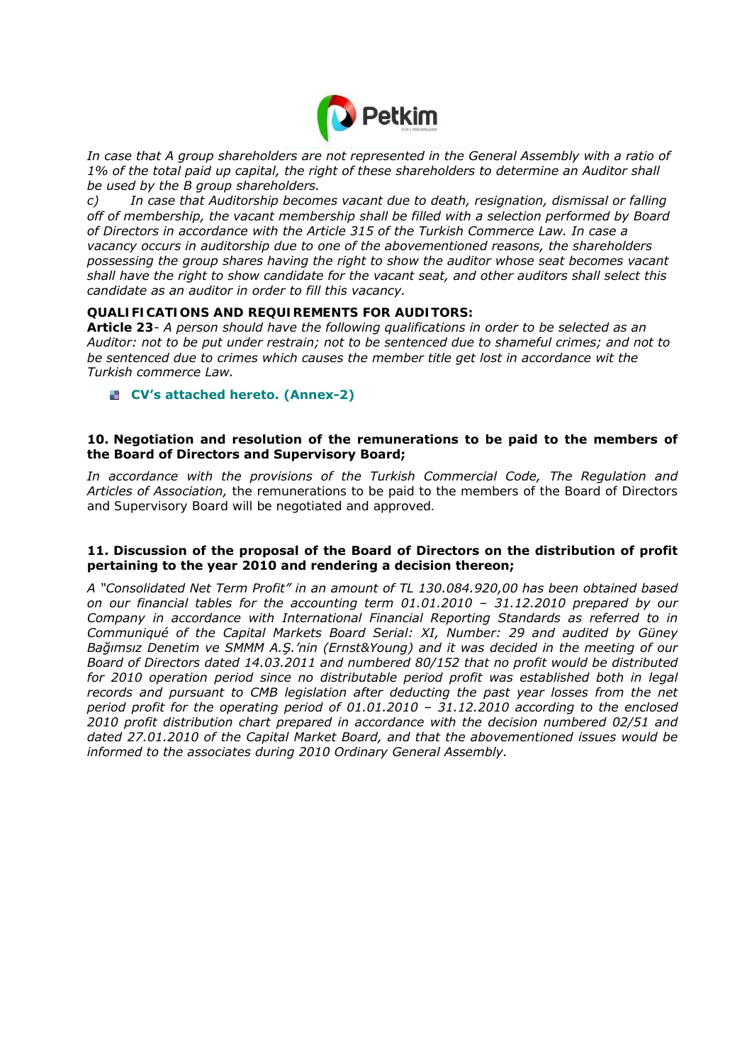*In case that A group shareholders are not represented in the General Assembly with a ratio of 1% of the total paid up capital, the right of these shareholders to determine an Auditor shall be used by the B group shareholders.*

*c) In case that Auditorship becomes vacant due to death, resignation, dismissal or falling off of membership, the vacant membership shall be filled with a selection performed by Board of Directors in accordance with the Article 315 of the Turkish Commerce Law. In case a vacancy occurs in auditorship due to one of the abovementioned reasons, the shareholders possessing the group shares having the right to show the auditor whose seat becomes vacant shall have the right to show candidate for the vacant seat, and other auditors shall select this candidate as an auditor in order to fill this vacancy.*

**QUALIFICATIONS AND REQUIREMENTS FOR AUDITORS:**

**Article 23**- *A person should have the following qualifications in order to be selected as an Auditor: not to be put under restrain; not to be sentenced due to shameful crimes; and not to be sentenced due to crimes which causes the member title get lost in accordance wit the Turkish commerce Law.*

- **CV's attached hereto. (Annex-2)**

**10. Negotiation and resolution of the remunerations to be paid to the members of the Board of Directors and Supervisory Board;**

*In accordance with the provisions of the Turkish Commercial Code, The Regulation and Articles of Association,* the remunerations to be paid to the members of the Board of Directors and Supervisory Board will be negotiated and approved.

**11. Discussion of the proposal of the Board of Directors on the distribution of profit pertaining to the year 2010 and rendering a decision thereon;**

*A "Consolidated Net Term Profit" in an amount of TL 130.084.920,00 has been obtained based on our financial tables for the accounting term 01.01.2010 – 31.12.2010 prepared by our Company in accordance with International Financial Reporting Standards as referred to in Communiqué of the Capital Markets Board Serial: XI, Number: 29 and audited by Güney Bağımsız Denetim ve SMMM A.Ş.'nin (Ernst&Young) and it was decided in the meeting of our Board of Directors dated 14.03.2011 and numbered 80/152 that no profit would be distributed for 2010 operation period since no distributable period profit was established both in legal records and pursuant to CMB legislation after deducting the past year losses from the net period profit for the operating period of 01.01.2010 – 31.12.2010 according to the enclosed 2010 profit distribution chart prepared in accordance with the decision numbered 02/51 and dated 27.01.2010 of the Capital Market Board, and that the abovementioned issues would be informed to the associates during 2010 Ordinary General Assembly.*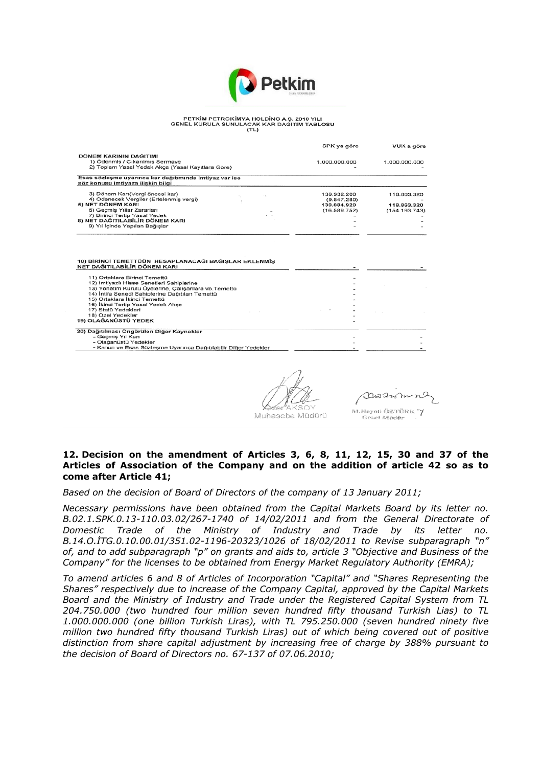PETKİM PETROKİMYA HOLDİNG A.Ş. 2010 YILI
GENEL KURULA SUNULACAK KAR DAĞITIM TABLOSU
(TL)

| | SPK ya göre | VUK a göre |
|---|---|---|
| **DÖNEM KARININ DAĞITIMI** | | |
| 1) Ödenmiş / Çıkarılmış Sermaye | 1.000.000.000 | 1.000.000.000 |
| 2) Toplam Yasal Yedek Akçe (Yasal Kayıtlara Göre) | - | - |
| **Esas sözleşme uyarınca kar dağıtımında imtiyaz var ise söz konusu imtiyaza ilişkin bilgi** | | |
| 3) Dönem Karı(Vergi öncesi kar) | 139.932.200 | 118.863.320 |
| 4) Ödenecek Vergiler (Ertelenmiş vergi) | (9.847.280) | - |
| **5) NET DÖNEM KARI** | 130.084.920 | 118.863.320 |
| 6) Geçmiş Yıllar Zararları | (16.589.752) | (154.193.743) |
| 7) Birinci Tertip Yasal Yedek | - | - |
| **8) NET DAĞITILABİLİR DÖNEM KARI** | - | - |
| 9) Yıl İçinde Yapılan Bağışlar | - | - |
| **10) BİRİNCİ TEMETTÜÜN HESAPLANACAĞI BAĞIŞLAR EKLENMİŞ NET DAĞITILABİLİR DÖNEM KARI** | - | - |
| 11) Ortaklara Birinci Temettü | - | |
| 12) İmtiyazlı Hisse Senetleri Sahiplerine | - | |
| 13) Yönetim Kurulu Üyelerine, Çalışanlara vb.Temettü | - | |
| 14) İntifa Senedi Sahiplerine Dağıtılan Temettü | - | |
| 15) Ortaklara İkinci Temettü | - | |
| 16) İkinci Tertip Yasal Yedek Akçe | - | |
| 17) Statü Yedekleri | - | |
| 18) Özel Yedekler | - | |
| **19) OLAĞANÜSTÜ YEDEK** | - | |
| **20) Dağıtılması Öngörülen Diğer Kaynaklar** | | |
| - Geçmiş Yıl Karı | - | - |
| - Olağanüstü Yedekler | - | - |
| - Kanun ve Esas Sözleşme Uyarınca Dağıtılabilir Diğer Yedekler | - | - |

Özer AKSOY
Muhasebe Müdürü

M.Hayati ÖZTÜRK
Genel Müdür

**12. Decision on the amendment of Articles 3, 6, 8, 11, 12, 15, 30 and 37 of the Articles of Association of the Company and on the addition of article 42 so as to come after Article 41;**

*Based on the decision of Board of Directors of the company of 13 January 2011;*

*Necessary permissions have been obtained from the Capital Markets Board by its letter no. B.02.1.SPK.0.13-110.03.02/267-1740 of 14/02/2011 and from the General Directorate of Domestic Trade of the Ministry of Industry and Trade by its letter no. B.14.O.İTG.0.10.00.01/351.02-1196-20323/1026 of 18/02/2011 to Revise subparagraph "n" of, and to add subparagraph "p" on grants and aids to, article 3 "Objective and Business of the Company" for the licenses to be obtained from Energy Market Regulatory Authority (EMRA);*

*To amend articles 6 and 8 of Articles of Incorporation "Capital" and "Shares Representing the Shares" respectively due to increase of the Company Capital, approved by the Capital Markets Board and the Ministry of Industry and Trade under the Registered Capital System from TL 204.750.000 (two hundred four million seven hundred fifty thousand Turkish Lias) to TL 1.000.000.000 (one billion Turkish Liras), with TL 795.250.000 (seven hundred ninety five million two hundred fifty thousand Turkish Liras) out of which being covered out of positive distinction from share capital adjustment by increasing free of charge by 388% pursuant to the decision of Board of Directors no. 67-137 of 07.06.2010;*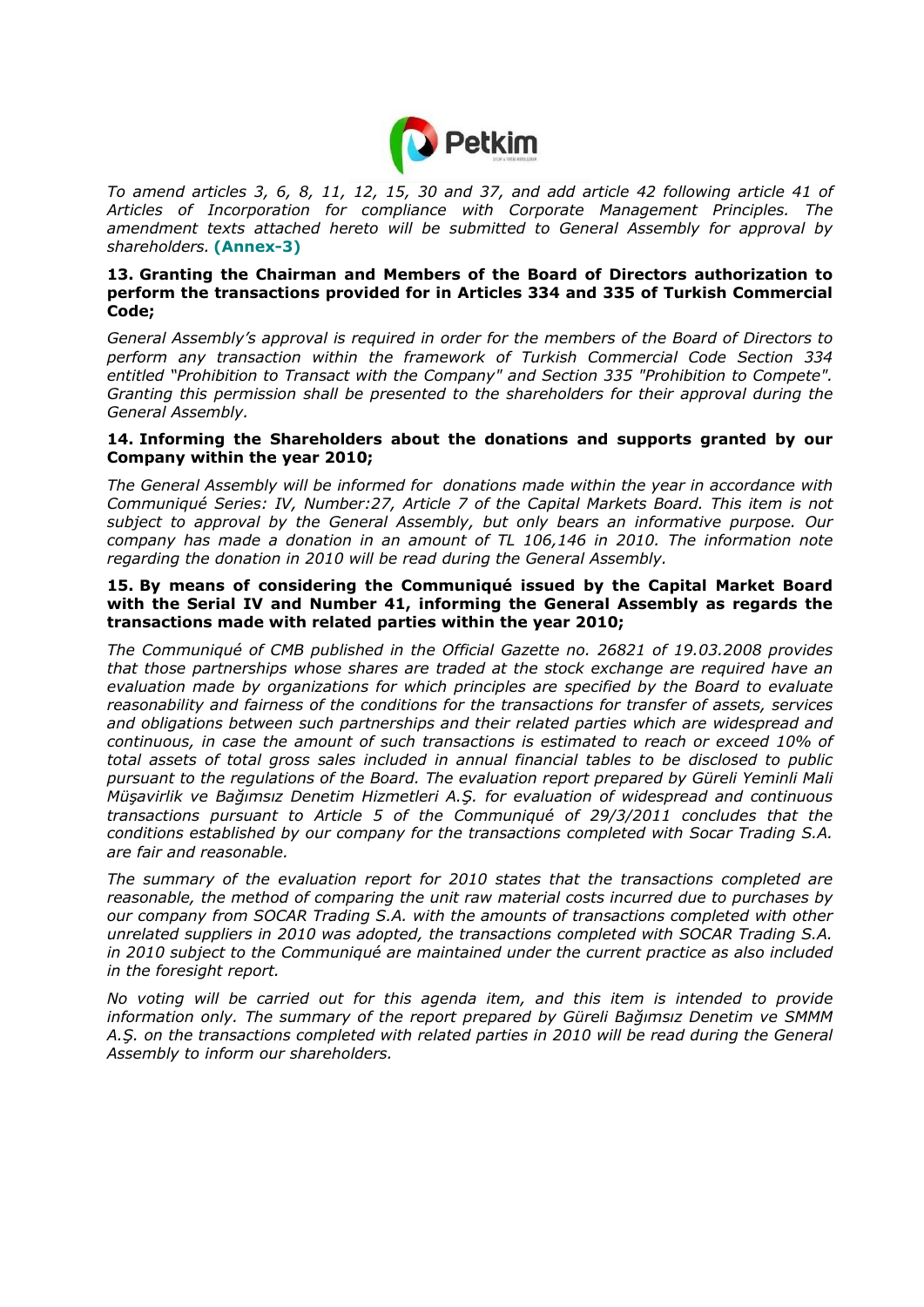*To amend articles 3, 6, 8, 11, 12, 15, 30 and 37, and add article 42 following article 41 of Articles of Incorporation for compliance with Corporate Management Principles. The amendment texts attached hereto will be submitted to General Assembly for approval by shareholders.* **(Annex-3)**

**13. Granting the Chairman and Members of the Board of Directors authorization to perform the transactions provided for in Articles 334 and 335 of Turkish Commercial Code;**

*General Assembly's approval is required in order for the members of the Board of Directors to perform any transaction within the framework of Turkish Commercial Code Section 334 entitled "Prohibition to Transact with the Company" and Section 335 "Prohibition to Compete". Granting this permission shall be presented to the shareholders for their approval during the General Assembly.*

**14. Informing the Shareholders about the donations and supports granted by our Company within the year 2010;**

*The General Assembly will be informed for donations made within the year in accordance with Communiqué Series: IV, Number:27, Article 7 of the Capital Markets Board. This item is not subject to approval by the General Assembly, but only bears an informative purpose. Our company has made a donation in an amount of TL 106,146 in 2010. The information note regarding the donation in 2010 will be read during the General Assembly.*

**15. By means of considering the Communiqué issued by the Capital Market Board with the Serial IV and Number 41, informing the General Assembly as regards the transactions made with related parties within the year 2010;**

*The Communiqué of CMB published in the Official Gazette no. 26821 of 19.03.2008 provides that those partnerships whose shares are traded at the stock exchange are required have an evaluation made by organizations for which principles are specified by the Board to evaluate reasonability and fairness of the conditions for the transactions for transfer of assets, services and obligations between such partnerships and their related parties which are widespread and continuous, in case the amount of such transactions is estimated to reach or exceed 10% of total assets of total gross sales included in annual financial tables to be disclosed to public pursuant to the regulations of the Board. The evaluation report prepared by Güreli Yeminli Mali Müşavirlik ve Bağımsız Denetim Hizmetleri A.Ş. for evaluation of widespread and continuous transactions pursuant to Article 5 of the Communiqué of 29/3/2011 concludes that the conditions established by our company for the transactions completed with Socar Trading S.A. are fair and reasonable.*

*The summary of the evaluation report for 2010 states that the transactions completed are reasonable, the method of comparing the unit raw material costs incurred due to purchases by our company from SOCAR Trading S.A. with the amounts of transactions completed with other unrelated suppliers in 2010 was adopted, the transactions completed with SOCAR Trading S.A. in 2010 subject to the Communiqué are maintained under the current practice as also included in the foresight report.*

*No voting will be carried out for this agenda item, and this item is intended to provide information only. The summary of the report prepared by Güreli Bağımsız Denetim ve SMMM A.Ş. on the transactions completed with related parties in 2010 will be read during the General Assembly to inform our shareholders.*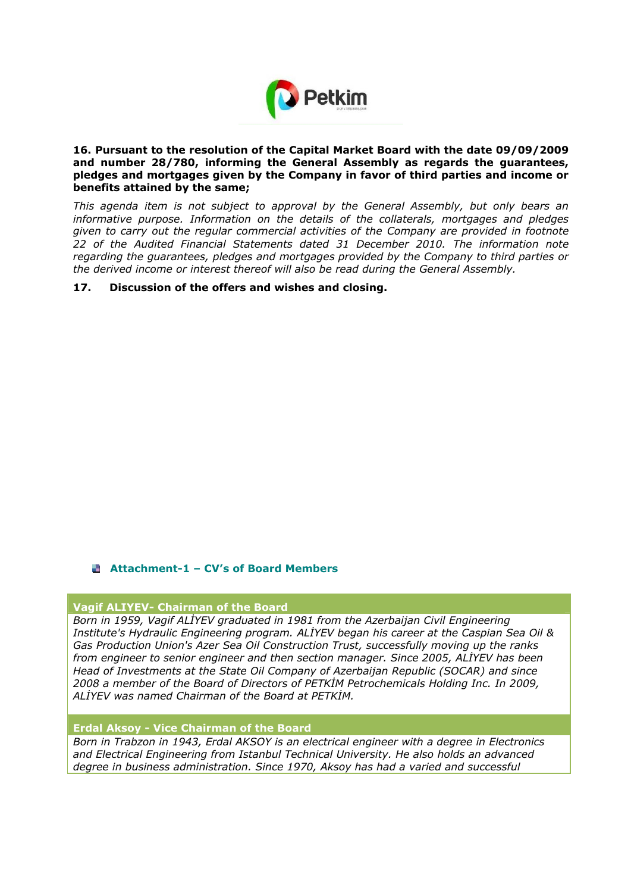**16. Pursuant to the resolution of the Capital Market Board with the date 09/09/2009 and number 28/780, informing the General Assembly as regards the guarantees, pledges and mortgages given by the Company in favor of third parties and income or benefits attained by the same;**

*This agenda item is not subject to approval by the General Assembly, but only bears an informative purpose. Information on the details of the collaterals, mortgages and pledges given to carry out the regular commercial activities of the Company are provided in footnote 22 of the Audited Financial Statements dated 31 December 2010. The information note regarding the guarantees, pledges and mortgages provided by the Company to third parties or the derived income or interest thereof will also be read during the General Assembly.*

**17. Discussion of the offers and wishes and closing.**

## Attachment-1 – CV's of Board Members

**Vagif ALIYEV- Chairman of the Board**

*Born in 1959, Vagif ALİYEV graduated in 1981 from the Azerbaijan Civil Engineering Institute's Hydraulic Engineering program. ALİYEV began his career at the Caspian Sea Oil & Gas Production Union's Azer Sea Oil Construction Trust, successfully moving up the ranks from engineer to senior engineer and then section manager. Since 2005, ALİYEV has been Head of Investments at the State Oil Company of Azerbaijan Republic (SOCAR) and since 2008 a member of the Board of Directors of PETKİM Petrochemicals Holding Inc. In 2009, ALİYEV was named Chairman of the Board at PETKİM.*

**Erdal Aksoy - Vice Chairman of the Board**

*Born in Trabzon in 1943, Erdal AKSOY is an electrical engineer with a degree in Electronics and Electrical Engineering from Istanbul Technical University. He also holds an advanced degree in business administration. Since 1970, Aksoy has had a varied and successful*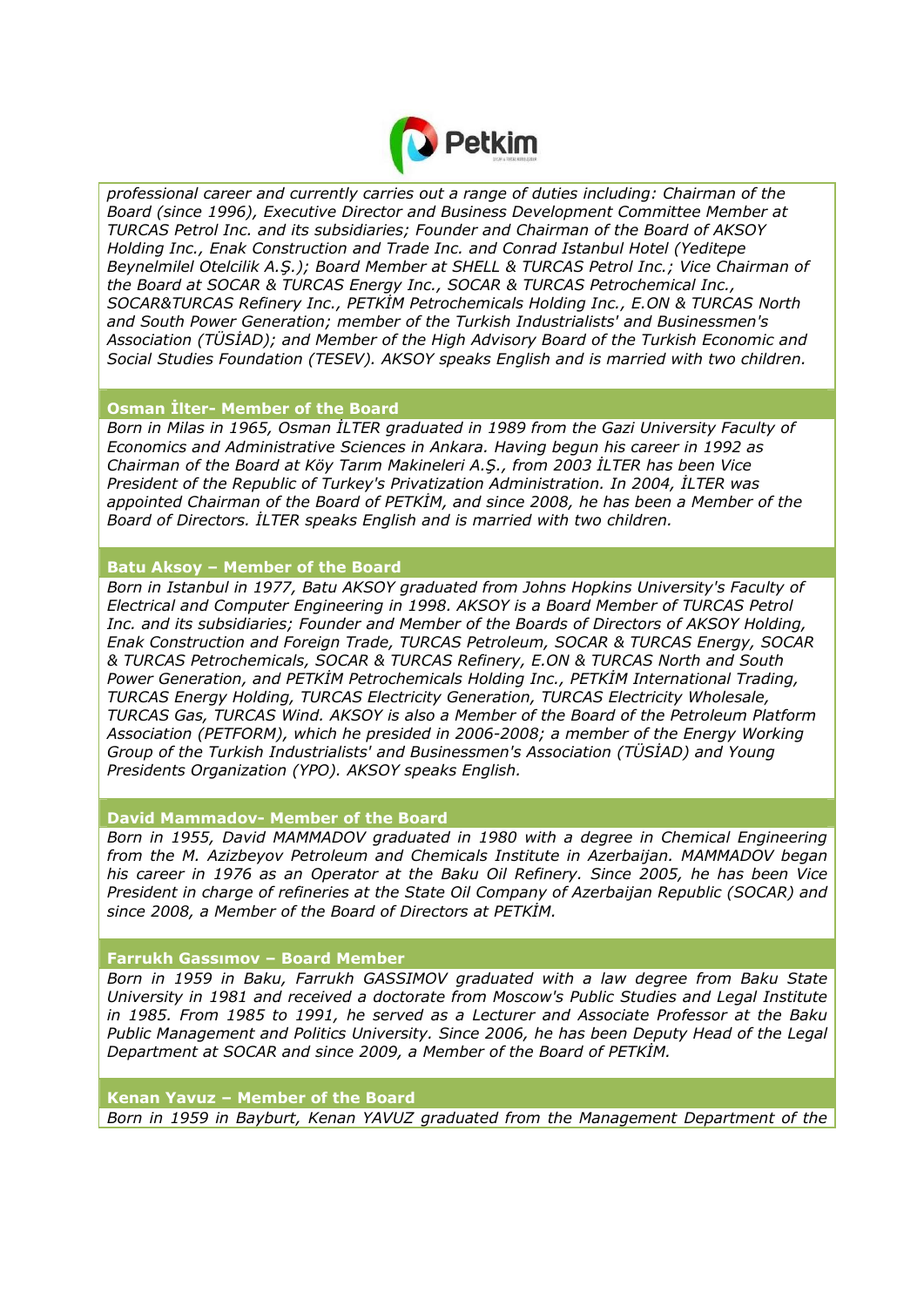*professional career and currently carries out a range of duties including: Chairman of the Board (since 1996), Executive Director and Business Development Committee Member at TURCAS Petrol Inc. and its subsidiaries; Founder and Chairman of the Board of AKSOY Holding Inc., Enak Construction and Trade Inc. and Conrad Istanbul Hotel (Yeditepe Beynelmilel Otelcilik A.Ş.); Board Member at SHELL & TURCAS Petrol Inc.; Vice Chairman of the Board at SOCAR & TURCAS Energy Inc., SOCAR & TURCAS Petrochemical Inc., SOCAR&TURCAS Refinery Inc., PETKİM Petrochemicals Holding Inc., E.ON & TURCAS North and South Power Generation; member of the Turkish Industrialists' and Businessmen's Association (TÜSİAD); and Member of the High Advisory Board of the Turkish Economic and Social Studies Foundation (TESEV). AKSOY speaks English and is married with two children.*

**Osman İlter- Member of the Board**

*Born in Milas in 1965, Osman İLTER graduated in 1989 from the Gazi University Faculty of Economics and Administrative Sciences in Ankara. Having begun his career in 1992 as Chairman of the Board at Köy Tarım Makineleri A.Ş., from 2003 İLTER has been Vice President of the Republic of Turkey's Privatization Administration. In 2004, İLTER was appointed Chairman of the Board of PETKİM, and since 2008, he has been a Member of the Board of Directors. İLTER speaks English and is married with two children.*

**Batu Aksoy – Member of the Board**

*Born in Istanbul in 1977, Batu AKSOY graduated from Johns Hopkins University's Faculty of Electrical and Computer Engineering in 1998. AKSOY is a Board Member of TURCAS Petrol Inc. and its subsidiaries; Founder and Member of the Boards of Directors of AKSOY Holding, Enak Construction and Foreign Trade, TURCAS Petroleum, SOCAR & TURCAS Energy, SOCAR & TURCAS Petrochemicals, SOCAR & TURCAS Refinery, E.ON & TURCAS North and South Power Generation, and PETKİM Petrochemicals Holding Inc., PETKİM International Trading, TURCAS Energy Holding, TURCAS Electricity Generation, TURCAS Electricity Wholesale, TURCAS Gas, TURCAS Wind. AKSOY is also a Member of the Board of the Petroleum Platform Association (PETFORM), which he presided in 2006-2008; a member of the Energy Working Group of the Turkish Industrialists' and Businessmen's Association (TÜSİAD) and Young Presidents Organization (YPO). AKSOY speaks English.*

**David Mammadov- Member of the Board**

*Born in 1955, David MAMMADOV graduated in 1980 with a degree in Chemical Engineering from the M. Azizbeyov Petroleum and Chemicals Institute in Azerbaijan. MAMMADOV began his career in 1976 as an Operator at the Baku Oil Refinery. Since 2005, he has been Vice President in charge of refineries at the State Oil Company of Azerbaijan Republic (SOCAR) and since 2008, a Member of the Board of Directors at PETKİM.*

**Farrukh Gassımov – Board Member**

*Born in 1959 in Baku, Farrukh GASSIMOV graduated with a law degree from Baku State University in 1981 and received a doctorate from Moscow's Public Studies and Legal Institute in 1985. From 1985 to 1991, he served as a Lecturer and Associate Professor at the Baku Public Management and Politics University. Since 2006, he has been Deputy Head of the Legal Department at SOCAR and since 2009, a Member of the Board of PETKİM.*

**Kenan Yavuz – Member of the Board**

*Born in 1959 in Bayburt, Kenan YAVUZ graduated from the Management Department of the*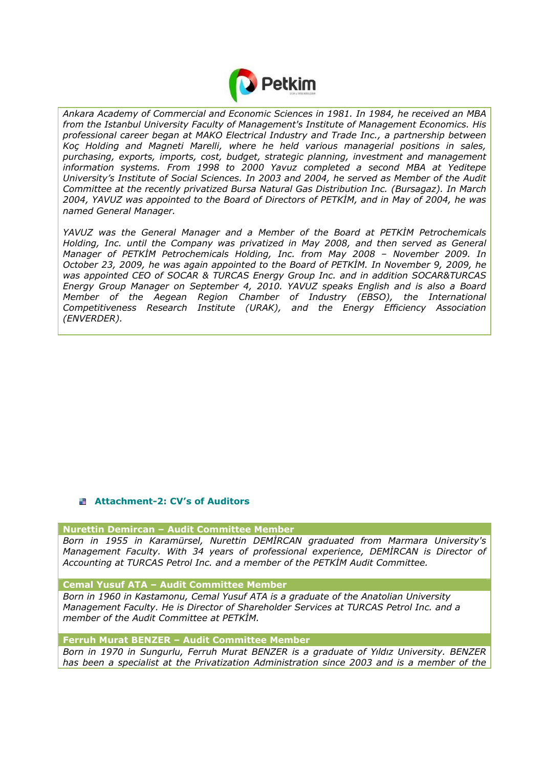*Ankara Academy of Commercial and Economic Sciences in 1981. In 1984, he received an MBA from the Istanbul University Faculty of Management's Institute of Management Economics. His professional career began at MAKO Electrical Industry and Trade Inc., a partnership between Koç Holding and Magneti Marelli, where he held various managerial positions in sales, purchasing, exports, imports, cost, budget, strategic planning, investment and management information systems. From 1998 to 2000 Yavuz completed a second MBA at Yeditepe University's Institute of Social Sciences. In 2003 and 2004, he served as Member of the Audit Committee at the recently privatized Bursa Natural Gas Distribution Inc. (Bursagaz). In March 2004, YAVUZ was appointed to the Board of Directors of PETKİM, and in May of 2004, he was named General Manager.*

*YAVUZ was the General Manager and a Member of the Board at PETKİM Petrochemicals Holding, Inc. until the Company was privatized in May 2008, and then served as General Manager of PETKİM Petrochemicals Holding, Inc. from May 2008 – November 2009. In October 23, 2009, he was again appointed to the Board of PETKİM. In November 9, 2009, he was appointed CEO of SOCAR & TURCAS Energy Group Inc. and in addition SOCAR&TURCAS Energy Group Manager on September 4, 2010. YAVUZ speaks English and is also a Board Member of the Aegean Region Chamber of Industry (EBSO), the International Competitiveness Research Institute (URAK), and the Energy Efficiency Association (ENVERDER).*

## Attachment-2: CV's of Auditors

**Nurettin Demircan – Audit Committee Member**

*Born in 1955 in Karamürsel, Nurettin DEMİRCAN graduated from Marmara University's Management Faculty. With 34 years of professional experience, DEMİRCAN is Director of Accounting at TURCAS Petrol Inc. and a member of the PETKİM Audit Committee.*

**Cemal Yusuf ATA – Audit Committee Member**

*Born in 1960 in Kastamonu, Cemal Yusuf ATA is a graduate of the Anatolian University Management Faculty. He is Director of Shareholder Services at TURCAS Petrol Inc. and a member of the Audit Committee at PETKİM.*

**Ferruh Murat BENZER – Audit Committee Member**

*Born in 1970 in Sungurlu, Ferruh Murat BENZER is a graduate of Yıldız University. BENZER has been a specialist at the Privatization Administration since 2003 and is a member of the*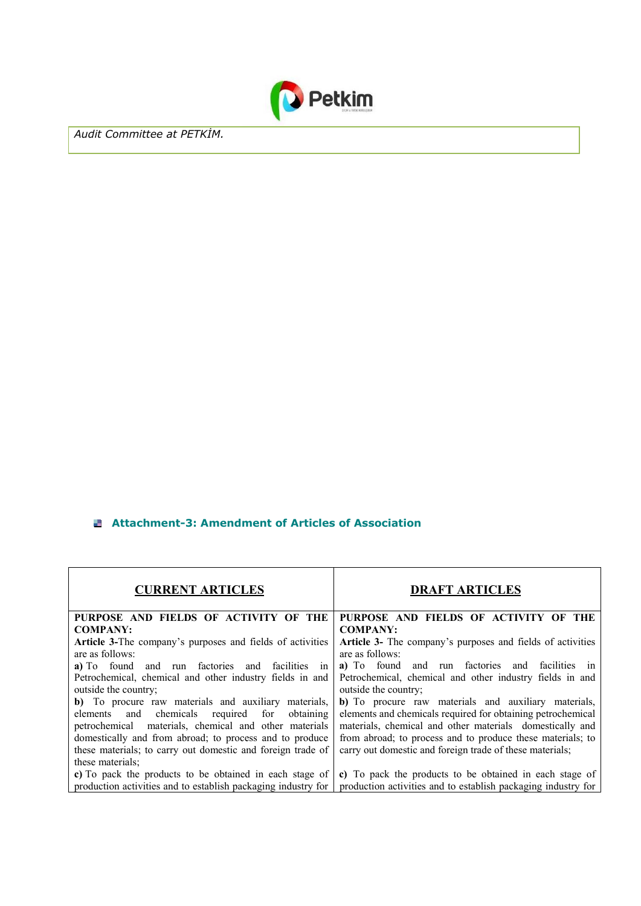*Audit Committee at PETKİM.*

### Attachment-3: Amendment of Articles of Association

| CURRENT ARTICLES | DRAFT ARTICLES |
|---|---|
| **PURPOSE AND FIELDS OF ACTIVITY OF THE COMPANY:** | **PURPOSE AND FIELDS OF ACTIVITY OF THE COMPANY:** |
| **Article 3-**The company's purposes and fields of activities are as follows: | **Article 3-** The company's purposes and fields of activities are as follows: |
| **a)** To found and run factories and facilities in Petrochemical, chemical and other industry fields in and outside the country; | **a)** To found and run factories and facilities in Petrochemical, chemical and other industry fields in and outside the country; |
| **b)** To procure raw materials and auxiliary materials, elements and chemicals required for obtaining petrochemical materials, chemical and other materials domestically and from abroad; to process and to produce these materials; to carry out domestic and foreign trade of these materials; | **b)** To procure raw materials and auxiliary materials, elements and chemicals required for obtaining petrochemical materials, chemical and other materials domestically and from abroad; to process and to produce these materials; to carry out domestic and foreign trade of these materials; |
| **c)** To pack the products to be obtained in each stage of production activities and to establish packaging industry for | **c)** To pack the products to be obtained in each stage of production activities and to establish packaging industry for |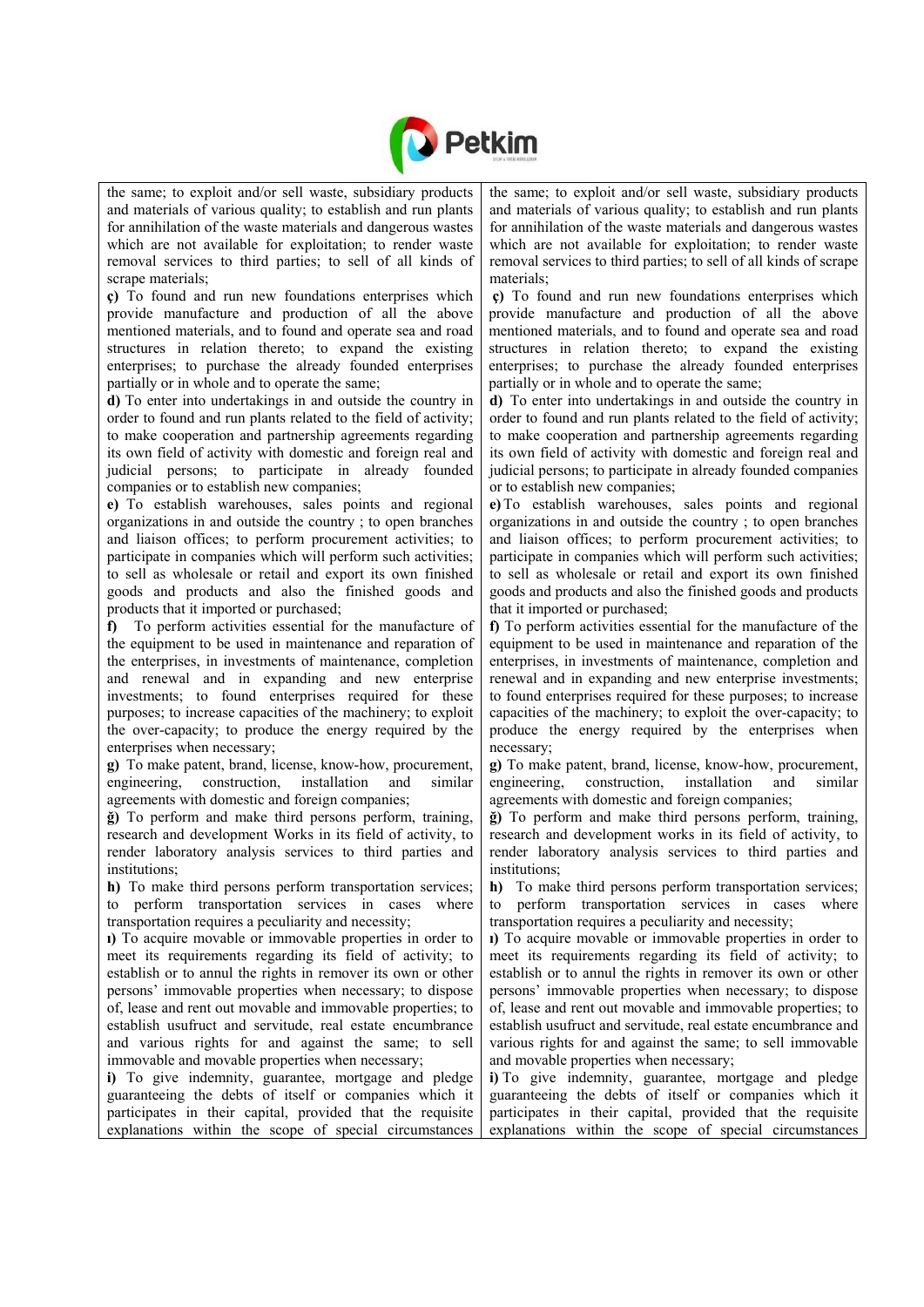| | |
|---|---|
| the same; to exploit and/or sell waste, subsidiary products and materials of various quality; to establish and run plants for annihilation of the waste materials and dangerous wastes which are not available for exploitation; to render waste removal services to third parties; to sell of all kinds of scrape materials; | the same; to exploit and/or sell waste, subsidiary products and materials of various quality; to establish and run plants for annihilation of the waste materials and dangerous wastes which are not available for exploitation; to render waste removal services to third parties; to sell of all kinds of scrape materials; |
| **ç)** To found and run new foundations enterprises which provide manufacture and production of all the above mentioned materials, and to found and operate sea and road structures in relation thereto; to expand the existing enterprises; to purchase the already founded enterprises partially or in whole and to operate the same; | **ç)** To found and run new foundations enterprises which provide manufacture and production of all the above mentioned materials, and to found and operate sea and road structures in relation thereto; to expand the existing enterprises; to purchase the already founded enterprises partially or in whole and to operate the same; |
| **d)** To enter into undertakings in and outside the country in order to found and run plants related to the field of activity; to make cooperation and partnership agreements regarding its own field of activity with domestic and foreign real and judicial persons; to participate in already founded companies or to establish new companies; | **d)** To enter into undertakings in and outside the country in order to found and run plants related to the field of activity; to make cooperation and partnership agreements regarding its own field of activity with domestic and foreign real and judicial persons; to participate in already founded companies or to establish new companies; |
| **e)** To establish warehouses, sales points and regional organizations in and outside the country ; to open branches and liaison offices; to perform procurement activities; to participate in companies which will perform such activities; to sell as wholesale or retail and export its own finished goods and products and also the finished goods and products that it imported or purchased; | **e)** To establish warehouses, sales points and regional organizations in and outside the country ; to open branches and liaison offices; to perform procurement activities; to participate in companies which will perform such activities; to sell as wholesale or retail and export its own finished goods and products and also the finished goods and products that it imported or purchased; |
| **f)** To perform activities essential for the manufacture of the equipment to be used in maintenance and reparation of the enterprises, in investments of maintenance, completion and renewal and in expanding and new enterprise investments; to found enterprises required for these purposes; to increase capacities of the machinery; to exploit the over-capacity; to produce the energy required by the enterprises when necessary; | **f)** To perform activities essential for the manufacture of the equipment to be used in maintenance and reparation of the enterprises, in investments of maintenance, completion and renewal and in expanding and new enterprise investments; to found enterprises required for these purposes; to increase capacities of the machinery; to exploit the over-capacity; to produce the energy required by the enterprises when necessary; |
| **g)** To make patent, brand, license, know-how, procurement, engineering, construction, installation and similar agreements with domestic and foreign companies; | **g)** To make patent, brand, license, know-how, procurement, engineering, construction, installation and similar agreements with domestic and foreign companies; |
| **ğ)** To perform and make third persons perform, training, research and development Works in its field of activity, to render laboratory analysis services to third parties and institutions; | **ğ)** To perform and make third persons perform, training, research and development works in its field of activity, to render laboratory analysis services to third parties and institutions; |
| **h)** To make third persons perform transportation services; to perform transportation services in cases where transportation requires a peculiarity and necessity; | **h)** To make third persons perform transportation services; to perform transportation services in cases where transportation requires a peculiarity and necessity; |
| **ı)** To acquire movable or immovable properties in order to meet its requirements regarding its field of activity; to establish or to annul the rights in remover its own or other persons' immovable properties when necessary; to dispose of, lease and rent out movable and immovable properties; to establish usufruct and servitude, real estate encumbrance and various rights for and against the same; to sell immovable and movable properties when necessary; | **ı)** To acquire movable or immovable properties in order to meet its requirements regarding its field of activity; to establish or to annul the rights in remover its own or other persons' immovable properties when necessary; to dispose of, lease and rent out movable and immovable properties; to establish usufruct and servitude, real estate encumbrance and various rights for and against the same; to sell immovable and movable properties when necessary; |
| **i)** To give indemnity, guarantee, mortgage and pledge guaranteeing the debts of itself or companies which it participates in their capital, provided that the requisite explanations within the scope of special circumstances | **i)** To give indemnity, guarantee, mortgage and pledge guaranteeing the debts of itself or companies which it participates in their capital, provided that the requisite explanations within the scope of special circumstances |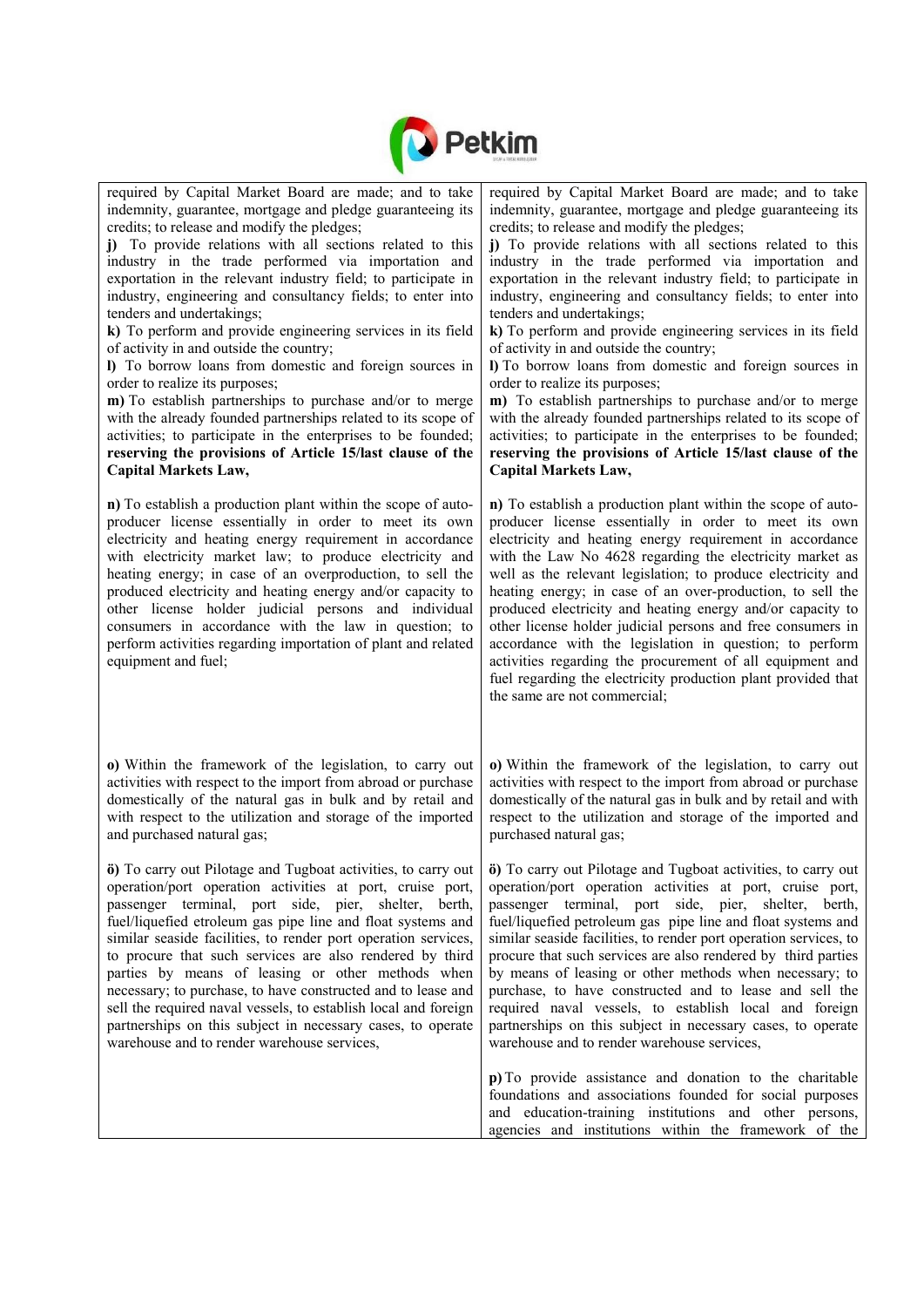| | |
|---|---|
| required by Capital Market Board are made; and to take indemnity, guarantee, mortgage and pledge guaranteeing its credits; to release and modify the pledges;<br>**j)** To provide relations with all sections related to this industry in the trade performed via importation and exportation in the relevant industry field; to participate in industry, engineering and consultancy fields; to enter into tenders and undertakings;<br>**k)** To perform and provide engineering services in its field of activity in and outside the country;<br>**l)** To borrow loans from domestic and foreign sources in order to realize its purposes;<br>**m)** To establish partnerships to purchase and/or to merge with the already founded partnerships related to its scope of activities; to participate in the enterprises to be founded; **reserving the provisions of Article 15/last clause of the Capital Markets Law,** | required by Capital Market Board are made; and to take indemnity, guarantee, mortgage and pledge guaranteeing its credits; to release and modify the pledges;<br>**j)** To provide relations with all sections related to this industry in the trade performed via importation and exportation in the relevant industry field; to participate in industry, engineering and consultancy fields; to enter into tenders and undertakings;<br>**k)** To perform and provide engineering services in its field of activity in and outside the country;<br>**l)** To borrow loans from domestic and foreign sources in order to realize its purposes;<br>**m)** To establish partnerships to purchase and/or to merge with the already founded partnerships related to its scope of activities; to participate in the enterprises to be founded; **reserving the provisions of Article 15/last clause of the Capital Markets Law,** |
| **n)** To establish a production plant within the scope of auto-producer license essentially in order to meet its own electricity and heating energy requirement in accordance with electricity market law; to produce electricity and heating energy; in case of an overproduction, to sell the produced electricity and heating energy and/or capacity to other license holder judicial persons and individual consumers in accordance with the law in question; to perform activities regarding importation of plant and related equipment and fuel; | **n)** To establish a production plant within the scope of auto-producer license essentially in order to meet its own electricity and heating energy requirement in accordance with the Law No 4628 regarding the electricity market as well as the relevant legislation; to produce electricity and heating energy; in case of an over-production, to sell the produced electricity and heating energy and/or capacity to other license holder judicial persons and free consumers in accordance with the legislation in question; to perform activities regarding the procurement of all equipment and fuel regarding the electricity production plant provided that the same are not commercial; |
| **o)** Within the framework of the legislation, to carry out activities with respect to the import from abroad or purchase domestically of the natural gas in bulk and by retail and with respect to the utilization and storage of the imported and purchased natural gas; | **o)** Within the framework of the legislation, to carry out activities with respect to the import from abroad or purchase domestically of the natural gas in bulk and by retail and with respect to the utilization and storage of the imported and purchased natural gas; |
| **ö)** To carry out Pilotage and Tugboat activities, to carry out operation/port operation activities at port, cruise port, passenger terminal, port side, pier, shelter, berth, fuel/liquefied etroleum gas pipe line and float systems and similar seaside facilities, to render port operation services, to procure that such services are also rendered by third parties by means of leasing or other methods when necessary; to purchase, to have constructed and to lease and sell the required naval vessels, to establish local and foreign partnerships on this subject in necessary cases, to operate warehouse and to render warehouse services, | **ö)** To carry out Pilotage and Tugboat activities, to carry out operation/port operation activities at port, cruise port, passenger terminal, port side, pier, shelter, berth, fuel/liquefied petroleum gas pipe line and float systems and similar seaside facilities, to render port operation services, to procure that such services are also rendered by third parties by means of leasing or other methods when necessary; to purchase, to have constructed and to lease and sell the required naval vessels, to establish local and foreign partnerships on this subject in necessary cases, to operate warehouse and to render warehouse services,<br><br>**p)** To provide assistance and donation to the charitable foundations and associations founded for social purposes and education-training institutions and other persons, agencies and institutions within the framework of the |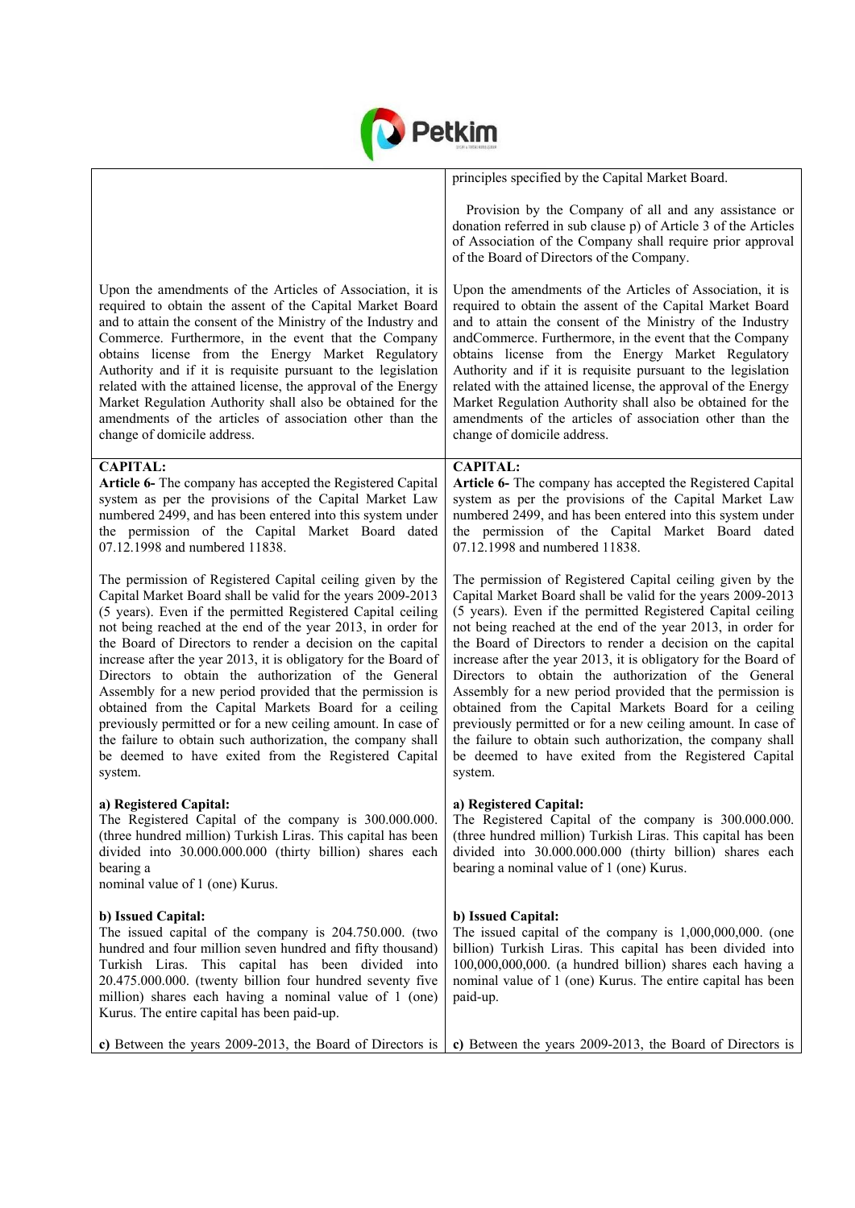| | |
|---|---|
| | principles specified by the Capital Market Board.<br><br>Provision by the Company of all and any assistance or donation referred in sub clause p) of Article 3 of the Articles of Association of the Company shall require prior approval of the Board of Directors of the Company. |
| Upon the amendments of the Articles of Association, it is required to obtain the assent of the Capital Market Board and to attain the consent of the Ministry of the Industry and Commerce. Furthermore, in the event that the Company obtains license from the Energy Market Regulatory Authority and if it is requisite pursuant to the legislation related with the attained license, the approval of the Energy Market Regulation Authority shall also be obtained for the amendments of the articles of association other than the change of domicile address. | Upon the amendments of the Articles of Association, it is required to obtain the assent of the Capital Market Board and to attain the consent of the Ministry of the Industry andCommerce. Furthermore, in the event that the Company obtains license from the Energy Market Regulatory Authority and if it is requisite pursuant to the legislation related with the attained license, the approval of the Energy Market Regulation Authority shall also be obtained for the amendments of the articles of association other than the change of domicile address. |
| **CAPITAL:**<br>**Article 6-** The company has accepted the Registered Capital system as per the provisions of the Capital Market Law numbered 2499, and has been entered into this system under the permission of the Capital Market Board dated 07.12.1998 and numbered 11838.<br><br>The permission of Registered Capital ceiling given by the Capital Market Board shall be valid for the years 2009-2013 (5 years). Even if the permitted Registered Capital ceiling not being reached at the end of the year 2013, in order for the Board of Directors to render a decision on the capital increase after the year 2013, it is obligatory for the Board of Directors to obtain the authorization of the General Assembly for a new period provided that the permission is obtained from the Capital Markets Board for a ceiling previously permitted or for a new ceiling amount. In case of the failure to obtain such authorization, the company shall be deemed to have exited from the Registered Capital system.<br><br>**a) Registered Capital:**<br>The Registered Capital of the company is 300.000.000. (three hundred million) Turkish Liras. This capital has been divided into 30.000.000.000 (thirty billion) shares each bearing a nominal value of 1 (one) Kurus.<br><br>**b) Issued Capital:**<br>The issued capital of the company is 204.750.000. (two hundred and four million seven hundred and fifty thousand) Turkish Liras. This capital has been divided into 20.475.000.000. (twenty billion four hundred seventy five million) shares each having a nominal value of 1 (one) Kurus. The entire capital has been paid-up.<br><br>**c)** Between the years 2009-2013, the Board of Directors is | **CAPITAL:**<br>**Article 6-** The company has accepted the Registered Capital system as per the provisions of the Capital Market Law numbered 2499, and has been entered into this system under the permission of the Capital Market Board dated 07.12.1998 and numbered 11838.<br><br>The permission of Registered Capital ceiling given by the Capital Market Board shall be valid for the years 2009-2013 (5 years). Even if the permitted Registered Capital ceiling not being reached at the end of the year 2013, in order for the Board of Directors to render a decision on the capital increase after the year 2013, it is obligatory for the Board of Directors to obtain the authorization of the General Assembly for a new period provided that the permission is obtained from the Capital Markets Board for a ceiling previously permitted or for a new ceiling amount. In case of the failure to obtain such authorization, the company shall be deemed to have exited from the Registered Capital system.<br><br>**a) Registered Capital:**<br>The Registered Capital of the company is 300.000.000. (three hundred million) Turkish Liras. This capital has been divided into 30.000.000.000 (thirty billion) shares each bearing a nominal value of 1 (one) Kurus.<br><br>**b) Issued Capital:**<br>The issued capital of the company is 1,000,000,000. (one billion) Turkish Liras. This capital has been divided into 100,000,000,000. (a hundred billion) shares each having a nominal value of 1 (one) Kurus. The entire capital has been paid-up.<br><br>**c)** Between the years 2009-2013, the Board of Directors is |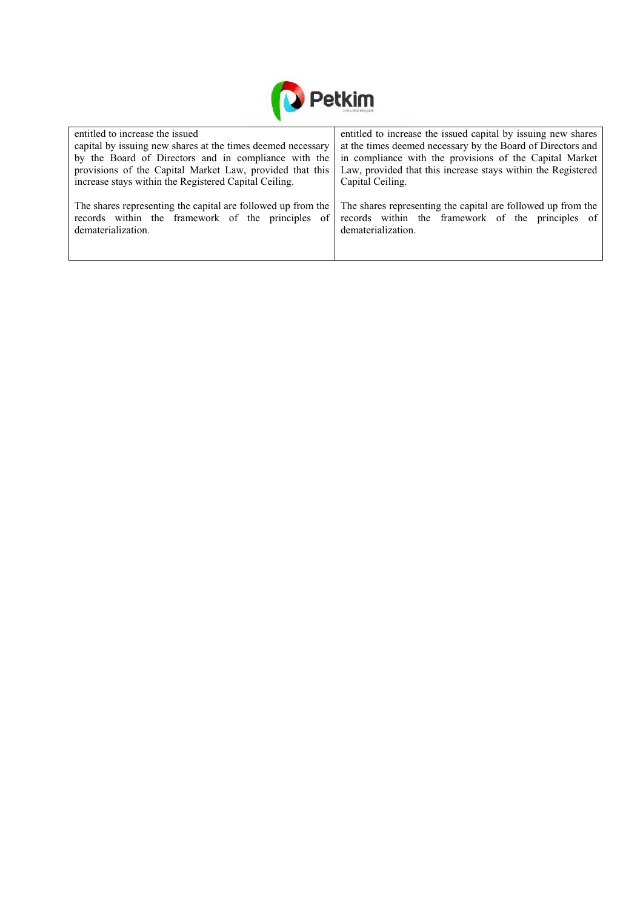| | |
|---|---|
| entitled to increase the issued capital by issuing new shares at the times deemed necessary by the Board of Directors and in compliance with the provisions of the Capital Market Law, provided that this increase stays within the Registered Capital Ceiling.<br><br>The shares representing the capital are followed up from the records within the framework of the principles of dematerialization. | entitled to increase the issued capital by issuing new shares at the times deemed necessary by the Board of Directors and in compliance with the provisions of the Capital Market Law, provided that this increase stays within the Registered Capital Ceiling.<br><br>The shares representing the capital are followed up from the records within the framework of the principles of dematerialization. |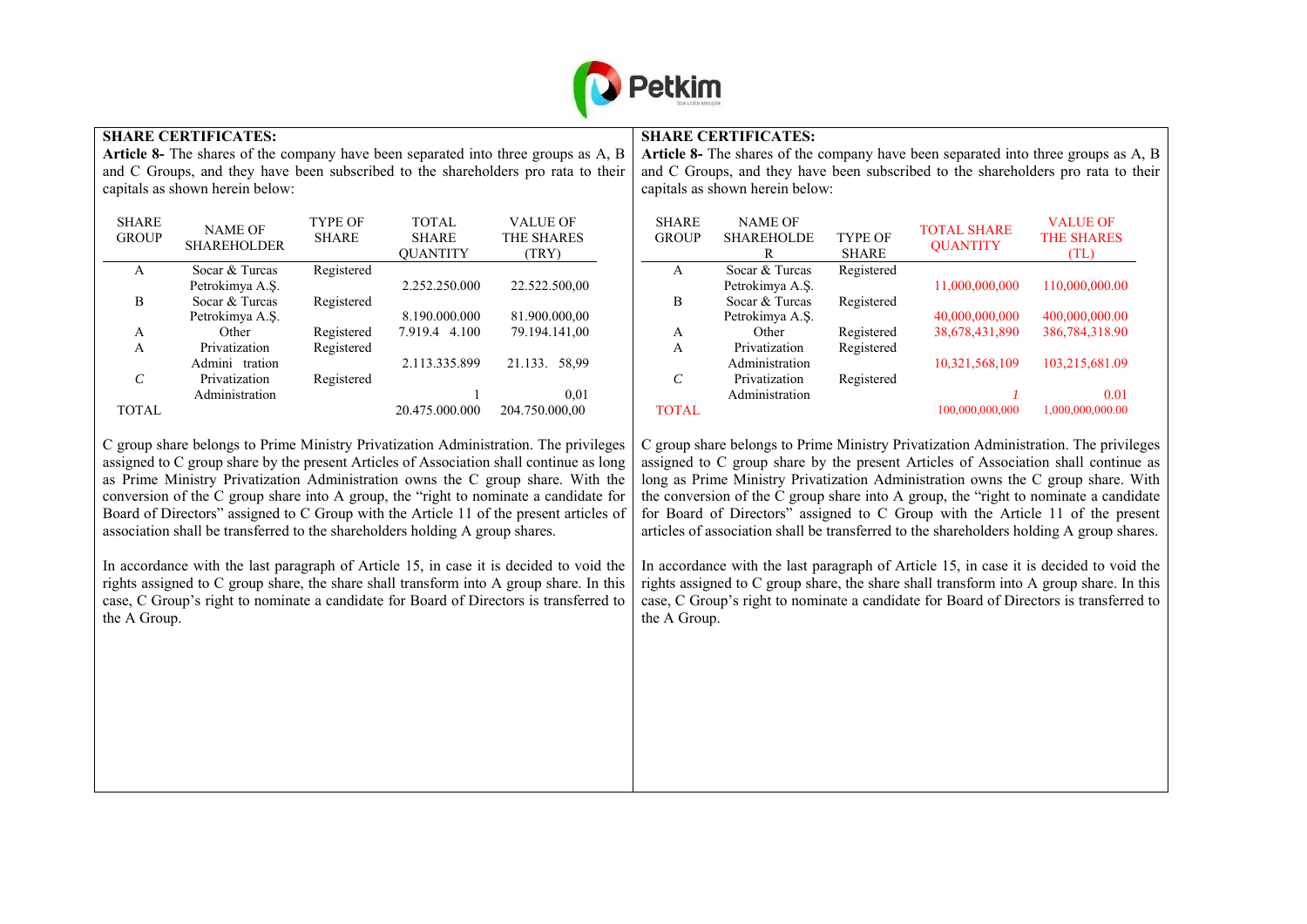**SHARE CERTIFICATES:**

**Article 8-** The shares of the company have been separated into three groups as A, B and C Groups, and they have been subscribed to the shareholders pro rata to their capitals as shown herein below:

| SHARE GROUP | NAME OF SHAREHOLDER | TYPE OF SHARE | TOTAL SHARE QUANTITY | VALUE OF THE SHARES (TRY) |
|---|---|---|---|---|
| A | Socar & Turcas Petrokimya A.Ş. | Registered | 2.252.250.000 | 22.522.500,00 |
| B | Socar & Turcas Petrokimya A.Ş. | Registered | 8.190.000.000 | 81.900.000,00 |
| A | Other | Registered | 7.919.4 4.100 | 79.194.141,00 |
| A | Privatization Admini tration | Registered | 2.113.335.899 | 21.133. 58,99 |
| C | Privatization Administration | Registered | 1 | 0,01 |
| TOTAL | | | 20.475.000.000 | 204.750.000,00 |

C group share belongs to Prime Ministry Privatization Administration. The privileges assigned to C group share by the present Articles of Association shall continue as long as Prime Ministry Privatization Administration owns the C group share. With the conversion of the C group share into A group, the "right to nominate a candidate for Board of Directors" assigned to C Group with the Article 11 of the present articles of association shall be transferred to the shareholders holding A group shares.

In accordance with the last paragraph of Article 15, in case it is decided to void the rights assigned to C group share, the share shall transform into A group share. In this case, C Group's right to nominate a candidate for Board of Directors is transferred to the A Group.

**SHARE CERTIFICATES:**

**Article 8-** The shares of the company have been separated into three groups as A, B and C Groups, and they have been subscribed to the shareholders pro rata to their capitals as shown herein below:

| SHARE GROUP | NAME OF SHAREHOLDER | TYPE OF SHARE | TOTAL SHARE QUANTITY | VALUE OF THE SHARES (TL) |
|---|---|---|---|---|
| A | Socar & Turcas Petrokimya A.Ş. | Registered | 11,000,000,000 | 110,000,000.00 |
| B | Socar & Turcas Petrokimya A.Ş. | Registered | 40,000,000,000 | 400,000,000.00 |
| A | Other | Registered | 38,678,431,890 | 386,784,318.90 |
| A | Privatization Administration | Registered | 10,321,568,109 | 103,215,681.09 |
| C | Privatization Administration | Registered | *1* | 0.01 |
| TOTAL | | | 100,000,000,000 | 1,000,000,000.00 |

C group share belongs to Prime Ministry Privatization Administration. The privileges assigned to C group share by the present Articles of Association shall continue as long as Prime Ministry Privatization Administration owns the C group share. With the conversion of the C group share into A group, the "right to nominate a candidate for Board of Directors" assigned to C Group with the Article 11 of the present articles of association shall be transferred to the shareholders holding A group shares.

In accordance with the last paragraph of Article 15, in case it is decided to void the rights assigned to C group share, the share shall transform into A group share. In this case, C Group's right to nominate a candidate for Board of Directors is transferred to the A Group.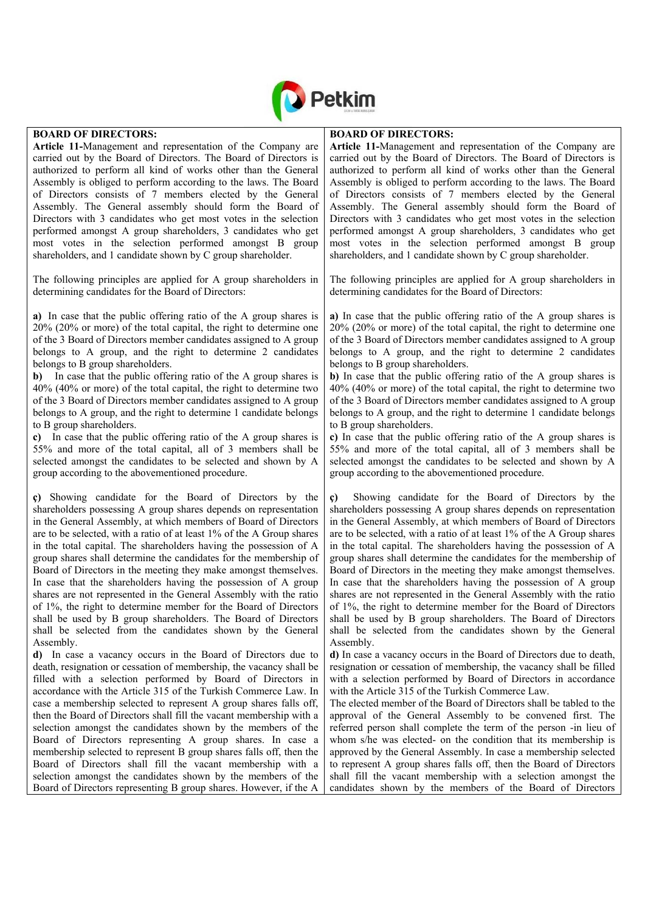| BOARD OF DIRECTORS: | BOARD OF DIRECTORS: |
|---|---|
| **Article 11-**Management and representation of the Company are carried out by the Board of Directors. The Board of Directors is authorized to perform all kind of works other than the General Assembly is obliged to perform according to the laws. The Board of Directors consists of 7 members elected by the General Assembly. The General assembly should form the Board of Directors with 3 candidates who get most votes in the selection performed amongst A group shareholders, 3 candidates who get most votes in the selection performed amongst B group shareholders, and 1 candidate shown by C group shareholder.<br><br>The following principles are applied for A group shareholders in determining candidates for the Board of Directors:<br><br>**a)** In case that the public offering ratio of the A group shares is 20% (20% or more) of the total capital, the right to determine one of the 3 Board of Directors member candidates assigned to A group belongs to A group, and the right to determine 2 candidates belongs to B group shareholders.<br>**b)** In case that the public offering ratio of the A group shares is 40% (40% or more) of the total capital, the right to determine two of the 3 Board of Directors member candidates assigned to A group belongs to A group, and the right to determine 1 candidate belongs to B group shareholders.<br>**c)** In case that the public offering ratio of the A group shares is 55% and more of the total capital, all of 3 members shall be selected amongst the candidates to be selected and shown by A group according to the abovementioned procedure.<br><br>**ç)** Showing candidate for the Board of Directors by the shareholders possessing A group shares depends on representation in the General Assembly, at which members of Board of Directors are to be selected, with a ratio of at least 1% of the A Group shares in the total capital. The shareholders having the possession of A group shares shall determine the candidates for the membership of Board of Directors in the meeting they make amongst themselves. In case that the shareholders having the possession of A group shares are not represented in the General Assembly with the ratio of 1%, the right to determine member for the Board of Directors shall be used by B group shareholders. The Board of Directors shall be selected from the candidates shown by the General Assembly.<br>**d)** In case a vacancy occurs in the Board of Directors due to death, resignation or cessation of membership, the vacancy shall be filled with a selection performed by Board of Directors in accordance with the Article 315 of the Turkish Commerce Law. In case a membership selected to represent A group shares falls off, then the Board of Directors shall fill the vacant membership with a selection amongst the candidates shown by the members of the Board of Directors representing A group shares. In case a membership selected to represent B group shares falls off, then the Board of Directors shall fill the vacant membership with a selection amongst the candidates shown by the members of the Board of Directors representing B group shares. However, if the A | **Article 11-**Management and representation of the Company are carried out by the Board of Directors. The Board of Directors is authorized to perform all kind of works other than the General Assembly is obliged to perform according to the laws. The Board of Directors consists of 7 members elected by the General Assembly. The General assembly should form the Board of Directors with 3 candidates who get most votes in the selection performed amongst A group shareholders, 3 candidates who get most votes in the selection performed amongst B group shareholders, and 1 candidate shown by C group shareholder.<br><br>The following principles are applied for A group shareholders in determining candidates for the Board of Directors:<br><br>**a)** In case that the public offering ratio of the A group shares is 20% (20% or more) of the total capital, the right to determine one of the 3 Board of Directors member candidates assigned to A group belongs to A group, and the right to determine 2 candidates belongs to B group shareholders.<br>**b)** In case that the public offering ratio of the A group shares is 40% (40% or more) of the total capital, the right to determine two of the 3 Board of Directors member candidates assigned to A group belongs to A group, and the right to determine 1 candidate belongs to B group shareholders.<br>**c)** In case that the public offering ratio of the A group shares is 55% and more of the total capital, all of 3 members shall be selected amongst the candidates to be selected and shown by A group according to the abovementioned procedure.<br><br>**ç)** Showing candidate for the Board of Directors by the shareholders possessing A group shares depends on representation in the General Assembly, at which members of Board of Directors are to be selected, with a ratio of at least 1% of the A Group shares in the total capital. The shareholders having the possession of A group shares shall determine the candidates for the membership of Board of Directors in the meeting they make amongst themselves. In case that the shareholders having the possession of A group shares are not represented in the General Assembly with the ratio of 1%, the right to determine member for the Board of Directors shall be used by B group shareholders. The Board of Directors shall be selected from the candidates shown by the General Assembly.<br>**d)** In case a vacancy occurs in the Board of Directors due to death, resignation or cessation of membership, the vacancy shall be filled with a selection performed by Board of Directors in accordance with the Article 315 of the Turkish Commerce Law.<br>The elected member of the Board of Directors shall be tabled to the approval of the General Assembly to be convened first. The referred person shall complete the term of the person -in lieu of whom s/he was elected- on the condition that its membership is approved by the General Assembly. In case a membership selected to represent A group shares falls off, then the Board of Directors shall fill the vacant membership with a selection amongst the candidates shown by the members of the Board of Directors |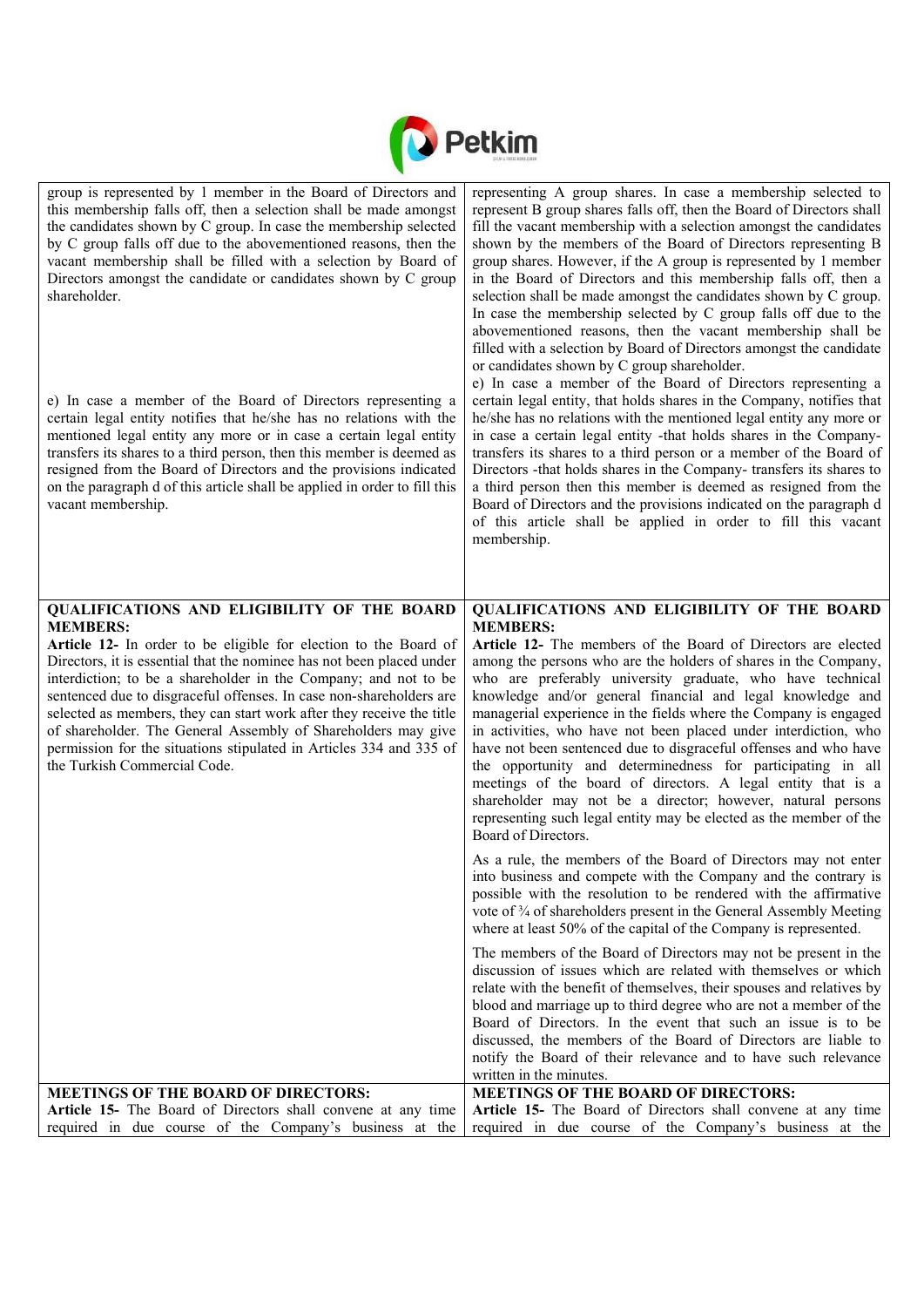| | |
|---|---|
| group is represented by 1 member in the Board of Directors and this membership falls off, then a selection shall be made amongst the candidates shown by C group. In case the membership selected by C group falls off due to the abovementioned reasons, then the vacant membership shall be filled with a selection by Board of Directors amongst the candidate or candidates shown by C group shareholder.<br><br>e) In case a member of the Board of Directors representing a certain legal entity notifies that he/she has no relations with the mentioned legal entity any more or in case a certain legal entity transfers its shares to a third person, then this member is deemed as resigned from the Board of Directors and the provisions indicated on the paragraph d of this article shall be applied in order to fill this vacant membership. | representing A group shares. In case a membership selected to represent B group shares falls off, then the Board of Directors shall fill the vacant membership with a selection amongst the candidates shown by the members of the Board of Directors representing B group shares. However, if the A group is represented by 1 member in the Board of Directors and this membership falls off, then a selection shall be made amongst the candidates shown by C group. In case the membership selected by C group falls off due to the abovementioned reasons, then the vacant membership shall be filled with a selection by Board of Directors amongst the candidate or candidates shown by C group shareholder.<br>e) In case a member of the Board of Directors representing a certain legal entity, that holds shares in the Company, notifies that he/she has no relations with the mentioned legal entity any more or in case a certain legal entity -that holds shares in the Company- transfers its shares to a third person or a member of the Board of Directors -that holds shares in the Company- transfers its shares to a third person then this member is deemed as resigned from the Board of Directors and the provisions indicated on the paragraph d of this article shall be applied in order to fill this vacant membership. |
| **QUALIFICATIONS AND ELIGIBILITY OF THE BOARD MEMBERS:**<br>**Article 12-** In order to be eligible for election to the Board of Directors, it is essential that the nominee has not been placed under interdiction; to be a shareholder in the Company; and not to be sentenced due to disgraceful offenses. In case non-shareholders are selected as members, they can start work after they receive the title of shareholder. The General Assembly of Shareholders may give permission for the situations stipulated in Articles 334 and 335 of the Turkish Commercial Code. | **QUALIFICATIONS AND ELIGIBILITY OF THE BOARD MEMBERS:**<br>**Article 12-** The members of the Board of Directors are elected among the persons who are the holders of shares in the Company, who are preferably university graduate, who have technical knowledge and/or general financial and legal knowledge and managerial experience in the fields where the Company is engaged in activities, who have not been placed under interdiction, who have not been sentenced due to disgraceful offenses and who have the opportunity and determinedness for participating in all meetings of the board of directors. A legal entity that is a shareholder may not be a director; however, natural persons representing such legal entity may be elected as the member of the Board of Directors.<br><br>As a rule, the members of the Board of Directors may not enter into business and compete with the Company and the contrary is possible with the resolution to be rendered with the affirmative vote of ¾ of shareholders present in the General Assembly Meeting where at least 50% of the capital of the Company is represented.<br><br>The members of the Board of Directors may not be present in the discussion of issues which are related with themselves or which relate with the benefit of themselves, their spouses and relatives by blood and marriage up to third degree who are not a member of the Board of Directors. In the event that such an issue is to be discussed, the members of the Board of Directors are liable to notify the Board of their relevance and to have such relevance written in the minutes. |
| **MEETINGS OF THE BOARD OF DIRECTORS:**<br>**Article 15-** The Board of Directors shall convene at any time required in due course of the Company's business at the | **MEETINGS OF THE BOARD OF DIRECTORS:**<br>**Article 15-** The Board of Directors shall convene at any time required in due course of the Company's business at the |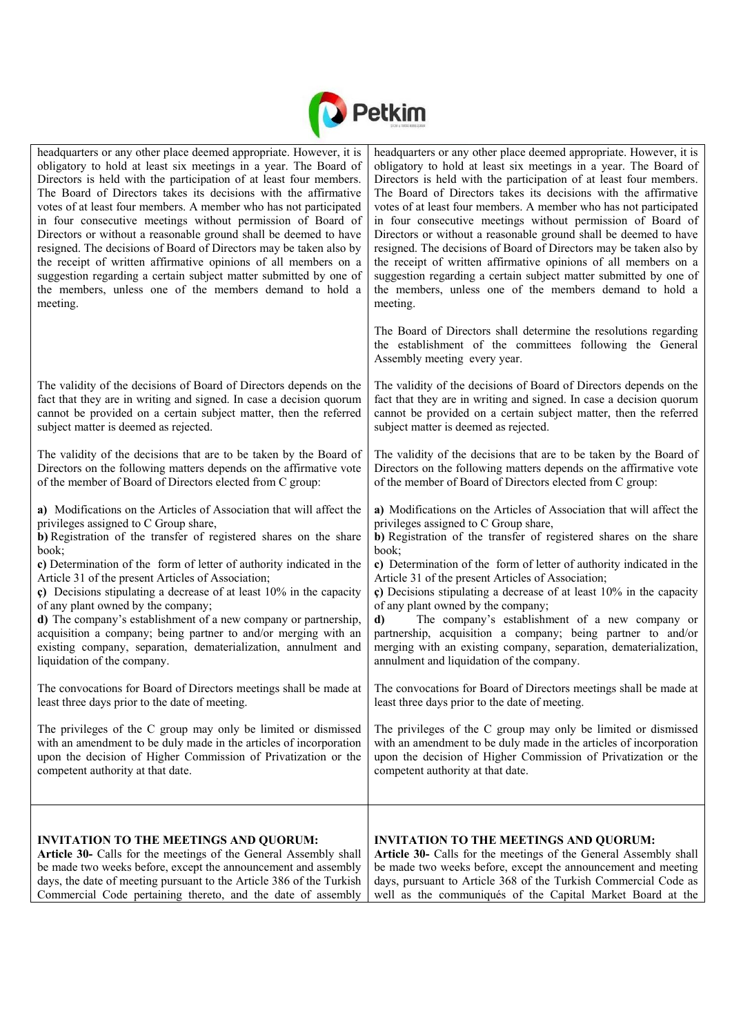| | |
|---|---|
| headquarters or any other place deemed appropriate. However, it is obligatory to hold at least six meetings in a year. The Board of Directors is held with the participation of at least four members. The Board of Directors takes its decisions with the affirmative votes of at least four members. A member who has not participated in four consecutive meetings without permission of Board of Directors or without a reasonable ground shall be deemed to have resigned. The decisions of Board of Directors may be taken also by the receipt of written affirmative opinions of all members on a suggestion regarding a certain subject matter submitted by one of the members, unless one of the members demand to hold a meeting. | headquarters or any other place deemed appropriate. However, it is obligatory to hold at least six meetings in a year. The Board of Directors is held with the participation of at least four members. The Board of Directors takes its decisions with the affirmative votes of at least four members. A member who has not participated in four consecutive meetings without permission of Board of Directors or without a reasonable ground shall be deemed to have resigned. The decisions of Board of Directors may be taken also by the receipt of written affirmative opinions of all members on a suggestion regarding a certain subject matter submitted by one of the members, unless one of the members demand to hold a meeting.<br><br>The Board of Directors shall determine the resolutions regarding the establishment of the committees following the General Assembly meeting every year. |
| The validity of the decisions of Board of Directors depends on the fact that they are in writing and signed. In case a decision quorum cannot be provided on a certain subject matter, then the referred subject matter is deemed as rejected. | The validity of the decisions of Board of Directors depends on the fact that they are in writing and signed. In case a decision quorum cannot be provided on a certain subject matter, then the referred subject matter is deemed as rejected. |
| The validity of the decisions that are to be taken by the Board of Directors on the following matters depends on the affirmative vote of the member of Board of Directors elected from C group: | The validity of the decisions that are to be taken by the Board of Directors on the following matters depends on the affirmative vote of the member of Board of Directors elected from C group: |
| **a)** Modifications on the Articles of Association that will affect the privileges assigned to C Group share,<br>**b)** Registration of the transfer of registered shares on the share book;<br>**c)** Determination of the form of letter of authority indicated in the Article 31 of the present Articles of Association;<br>**ç)** Decisions stipulating a decrease of at least 10% in the capacity of any plant owned by the company;<br>**d)** The company's establishment of a new company or partnership, acquisition a company; being partner to and/or merging with an existing company, separation, dematerialization, annulment and liquidation of the company. | **a)** Modifications on the Articles of Association that will affect the privileges assigned to C Group share,<br>**b)** Registration of the transfer of registered shares on the share book;<br>**c)** Determination of the form of letter of authority indicated in the Article 31 of the present Articles of Association;<br>**ç)** Decisions stipulating a decrease of at least 10% in the capacity of any plant owned by the company;<br>**d)** The company's establishment of a new company or partnership, acquisition a company; being partner to and/or merging with an existing company, separation, dematerialization, annulment and liquidation of the company. |
| The convocations for Board of Directors meetings shall be made at least three days prior to the date of meeting. | The convocations for Board of Directors meetings shall be made at least three days prior to the date of meeting. |
| The privileges of the C group may only be limited or dismissed with an amendment to be duly made in the articles of incorporation upon the decision of Higher Commission of Privatization or the competent authority at that date. | The privileges of the C group may only be limited or dismissed with an amendment to be duly made in the articles of incorporation upon the decision of Higher Commission of Privatization or the competent authority at that date. |
| **INVITATION TO THE MEETINGS AND QUORUM:**<br>**Article 30-** Calls for the meetings of the General Assembly shall be made two weeks before, except the announcement and assembly days, the date of meeting pursuant to the Article 386 of the Turkish Commercial Code pertaining thereto, and the date of assembly | **INVITATION TO THE MEETINGS AND QUORUM:**<br>**Article 30-** Calls for the meetings of the General Assembly shall be made two weeks before, except the announcement and meeting days, pursuant to Article 368 of the Turkish Commercial Code as well as the communiqués of the Capital Market Board at the |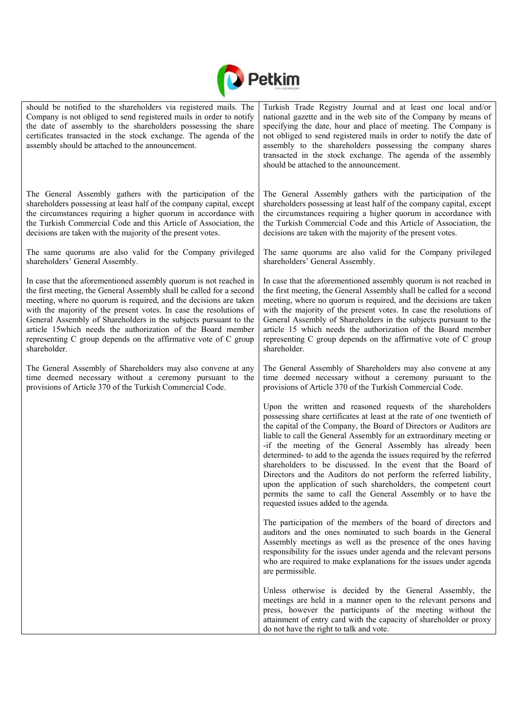| | |
|---|---|
| should be notified to the shareholders via registered mails. The Company is not obliged to send registered mails in order to notify the date of assembly to the shareholders possessing the share certificates transacted in the stock exchange. The agenda of the assembly should be attached to the announcement. | Turkish Trade Registry Journal and at least one local and/or national gazette and in the web site of the Company by means of specifying the date, hour and place of meeting. The Company is not obliged to send registered mails in order to notify the date of assembly to the shareholders possessing the company shares transacted in the stock exchange. The agenda of the assembly should be attached to the announcement. |
| The General Assembly gathers with the participation of the shareholders possessing at least half of the company capital, except the circumstances requiring a higher quorum in accordance with the Turkish Commercial Code and this Article of Association, the decisions are taken with the majority of the present votes. | The General Assembly gathers with the participation of the shareholders possessing at least half of the company capital, except the circumstances requiring a higher quorum in accordance with the Turkish Commercial Code and this Article of Association, the decisions are taken with the majority of the present votes. |
| The same quorums are also valid for the Company privileged shareholders' General Assembly. | The same quorums are also valid for the Company privileged shareholders' General Assembly. |
| In case that the aforementioned assembly quorum is not reached in the first meeting, the General Assembly shall be called for a second meeting, where no quorum is required, and the decisions are taken with the majority of the present votes. In case the resolutions of General Assembly of Shareholders in the subjects pursuant to the article 15which needs the authorization of the Board member representing C group depends on the affirmative vote of C group shareholder. | In case that the aforementioned assembly quorum is not reached in the first meeting, the General Assembly shall be called for a second meeting, where no quorum is required, and the decisions are taken with the majority of the present votes. In case the resolutions of General Assembly of Shareholders in the subjects pursuant to the article 15 which needs the authorization of the Board member representing C group depends on the affirmative vote of C group shareholder. |
| The General Assembly of Shareholders may also convene at any time deemed necessary without a ceremony pursuant to the provisions of Article 370 of the Turkish Commercial Code. | The General Assembly of Shareholders may also convene at any time deemed necessary without a ceremony pursuant to the provisions of Article 370 of the Turkish Commercial Code. |
| | Upon the written and reasoned requests of the shareholders possessing share certificates at least at the rate of one twentieth of the capital of the Company, the Board of Directors or Auditors are liable to call the General Assembly for an extraordinary meeting or -if the meeting of the General Assembly has already been determined- to add to the agenda the issues required by the referred shareholders to be discussed. In the event that the Board of Directors and the Auditors do not perform the referred liability, upon the application of such shareholders, the competent court permits the same to call the General Assembly or to have the requested issues added to the agenda. |
| | The participation of the members of the board of directors and auditors and the ones nominated to such boards in the General Assembly meetings as well as the presence of the ones having responsibility for the issues under agenda and the relevant persons who are required to make explanations for the issues under agenda are permissible. |
| | Unless otherwise is decided by the General Assembly, the meetings are held in a manner open to the relevant persons and press, however the participants of the meeting without the attainment of entry card with the capacity of shareholder or proxy do not have the right to talk and vote. |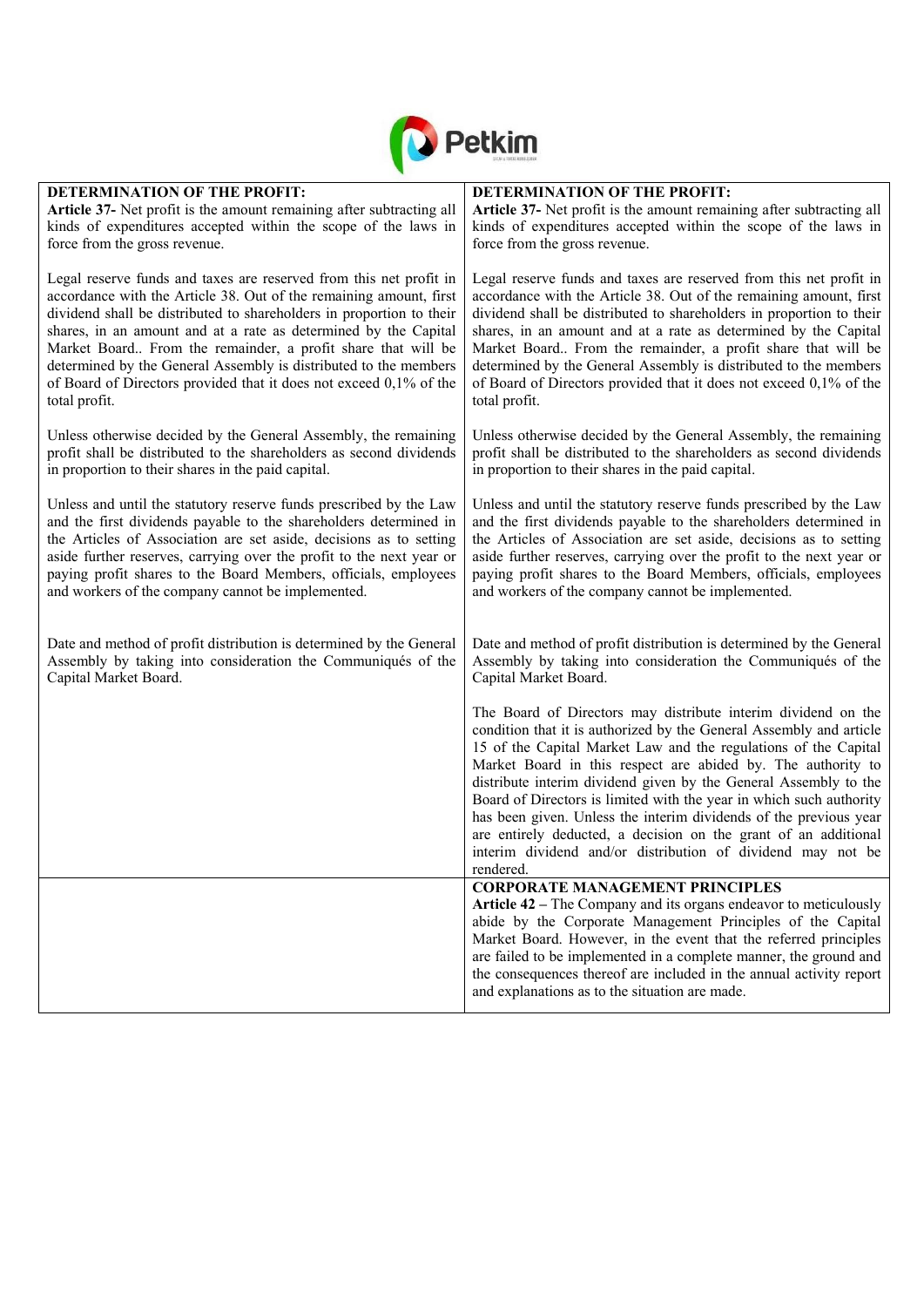| | |
|---|---|
| **DETERMINATION OF THE PROFIT:**<br>**Article 37-** Net profit is the amount remaining after subtracting all kinds of expenditures accepted within the scope of the laws in force from the gross revenue.<br><br>Legal reserve funds and taxes are reserved from this net profit in accordance with the Article 38. Out of the remaining amount, first dividend shall be distributed to shareholders in proportion to their shares, in an amount and at a rate as determined by the Capital Market Board.. From the remainder, a profit share that will be determined by the General Assembly is distributed to the members of Board of Directors provided that it does not exceed 0,1% of the total profit.<br><br>Unless otherwise decided by the General Assembly, the remaining profit shall be distributed to the shareholders as second dividends in proportion to their shares in the paid capital.<br><br>Unless and until the statutory reserve funds prescribed by the Law and the first dividends payable to the shareholders determined in the Articles of Association are set aside, decisions as to setting aside further reserves, carrying over the profit to the next year or paying profit shares to the Board Members, officials, employees and workers of the company cannot be implemented.<br><br>Date and method of profit distribution is determined by the General Assembly by taking into consideration the Communiqués of the Capital Market Board. | **DETERMINATION OF THE PROFIT:**<br>**Article 37-** Net profit is the amount remaining after subtracting all kinds of expenditures accepted within the scope of the laws in force from the gross revenue.<br><br>Legal reserve funds and taxes are reserved from this net profit in accordance with the Article 38. Out of the remaining amount, first dividend shall be distributed to shareholders in proportion to their shares, in an amount and at a rate as determined by the Capital Market Board.. From the remainder, a profit share that will be determined by the General Assembly is distributed to the members of Board of Directors provided that it does not exceed 0,1% of the total profit.<br><br>Unless otherwise decided by the General Assembly, the remaining profit shall be distributed to the shareholders as second dividends in proportion to their shares in the paid capital.<br><br>Unless and until the statutory reserve funds prescribed by the Law and the first dividends payable to the shareholders determined in the Articles of Association are set aside, decisions as to setting aside further reserves, carrying over the profit to the next year or paying profit shares to the Board Members, officials, employees and workers of the company cannot be implemented.<br><br>Date and method of profit distribution is determined by the General Assembly by taking into consideration the Communiqués of the Capital Market Board.<br><br>The Board of Directors may distribute interim dividend on the condition that it is authorized by the General Assembly and article 15 of the Capital Market Law and the regulations of the Capital Market Board in this respect are abided by. The authority to distribute interim dividend given by the General Assembly to the Board of Directors is limited with the year in which such authority has been given. Unless the interim dividends of the previous year are entirely deducted, a decision on the grant of an additional interim dividend and/or distribution of dividend may not be rendered. |
| | **CORPORATE MANAGEMENT PRINCIPLES**<br>**Article 42 –** The Company and its organs endeavor to meticulously abide by the Corporate Management Principles of the Capital Market Board. However, in the event that the referred principles are failed to be implemented in a complete manner, the ground and the consequences thereof are included in the annual activity report and explanations as to the situation are made. |